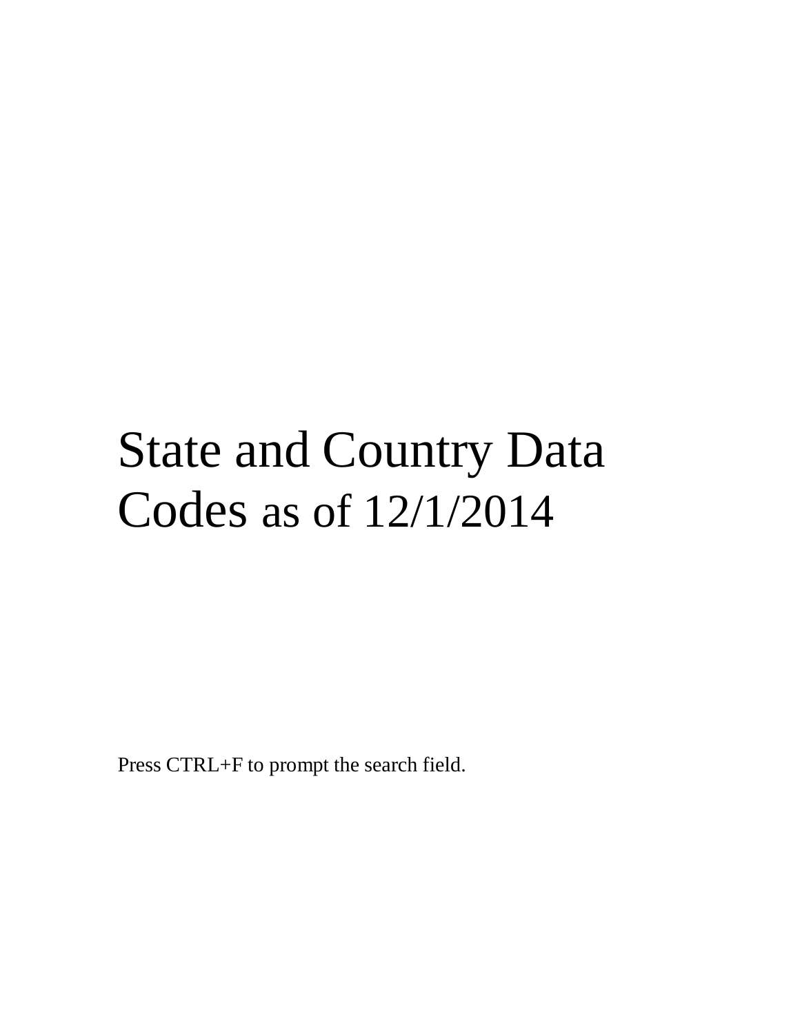# State and Country Data Codes as of 12/1/2014

Press CTRL+F to prompt the search field.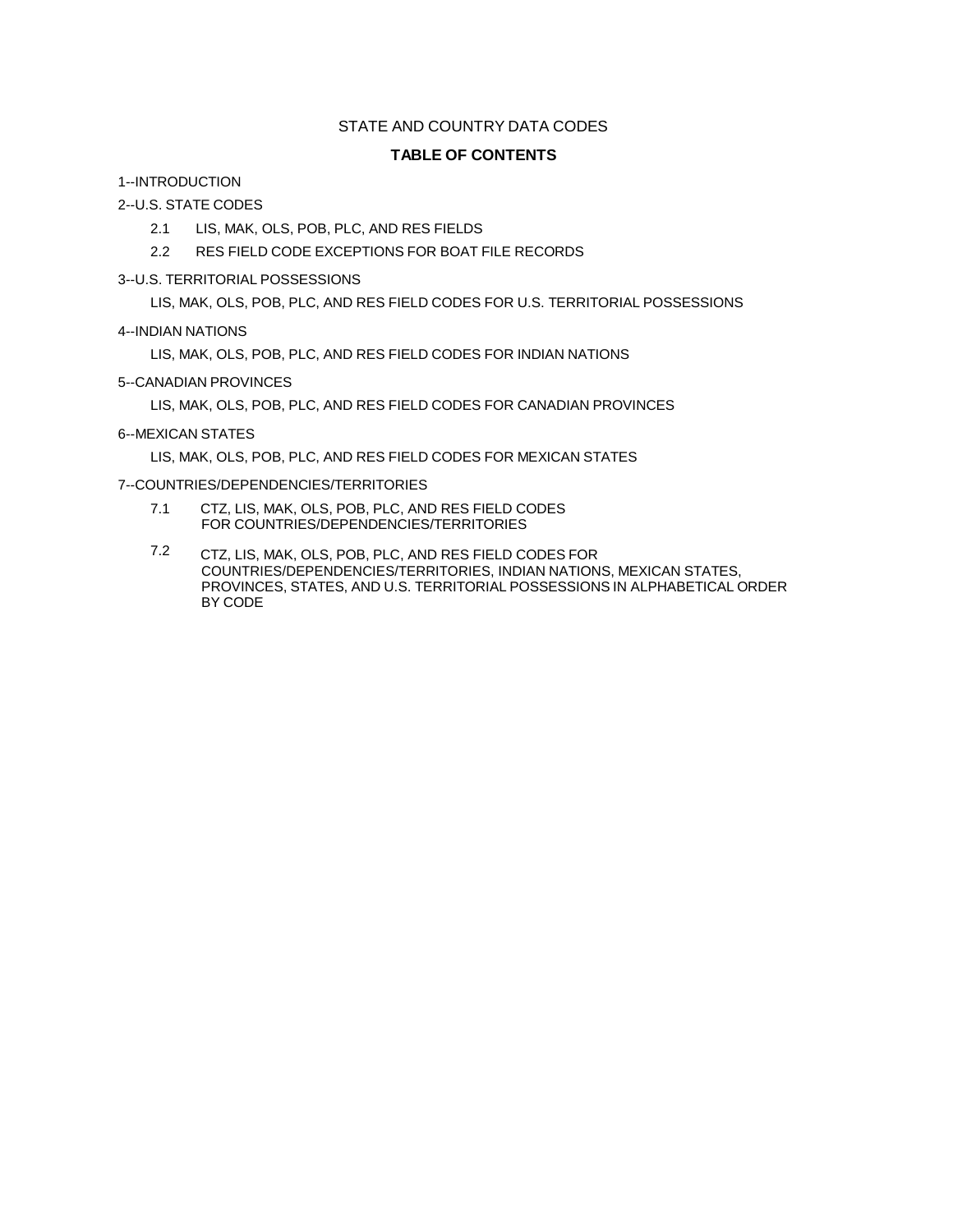STATE AND COUNTRY DATA CODES

# TABLE OF CONTENTS

1--INTRODUCTION

2--U.S. STATE CODES

- 2.1 LIS, MAK, OLS, POB, PLC, AND RES FIELDS
- 2.2 RES FIELD CODE EXCEPTIONS FOR BOAT FILE RECORDS

3--U.S. TERRITORIAL POSSESSIONS

- LIS, MAK, OLS, POB, PLC, AND RES FIELD CODES FOR U.S. TERRITORIAL POSSESSIONS

4--INDIAN NATIONS

- LIS, MAK, OLS, POB, PLC, AND RES FIELD CODES FOR INDIAN NATIONS

5--CANADIAN PROVINCES

- LIS, MAK, OLS, POB, PLC, AND RES FIELD CODES FOR CANADIAN PROVINCES

6--MEXICAN STATES

- LIS, MAK, OLS, POB, PLC, AND RES FIELD CODES FOR MEXICAN STATES

7--COUNTRIES/DEPENDENCIES/TERRITORIES

- 7.1 CTZ, LIS, MAK, OLS, POB, PLC, AND RES FIELD CODES FOR COUNTRIES/DEPENDENCIES/TERRITORIES
- 7.2 CTZ, LIS, MAK, OLS, POB, PLC, AND RES FIELD CODES FOR COUNTRIES/DEPENDENCIES/TERRITORIES, INDIAN NATIONS, MEXICAN STATES, PROVINCES, STATES, AND U.S. TERRITORIAL POSSESSIONS IN ALPHABETICAL ORDER BY CODE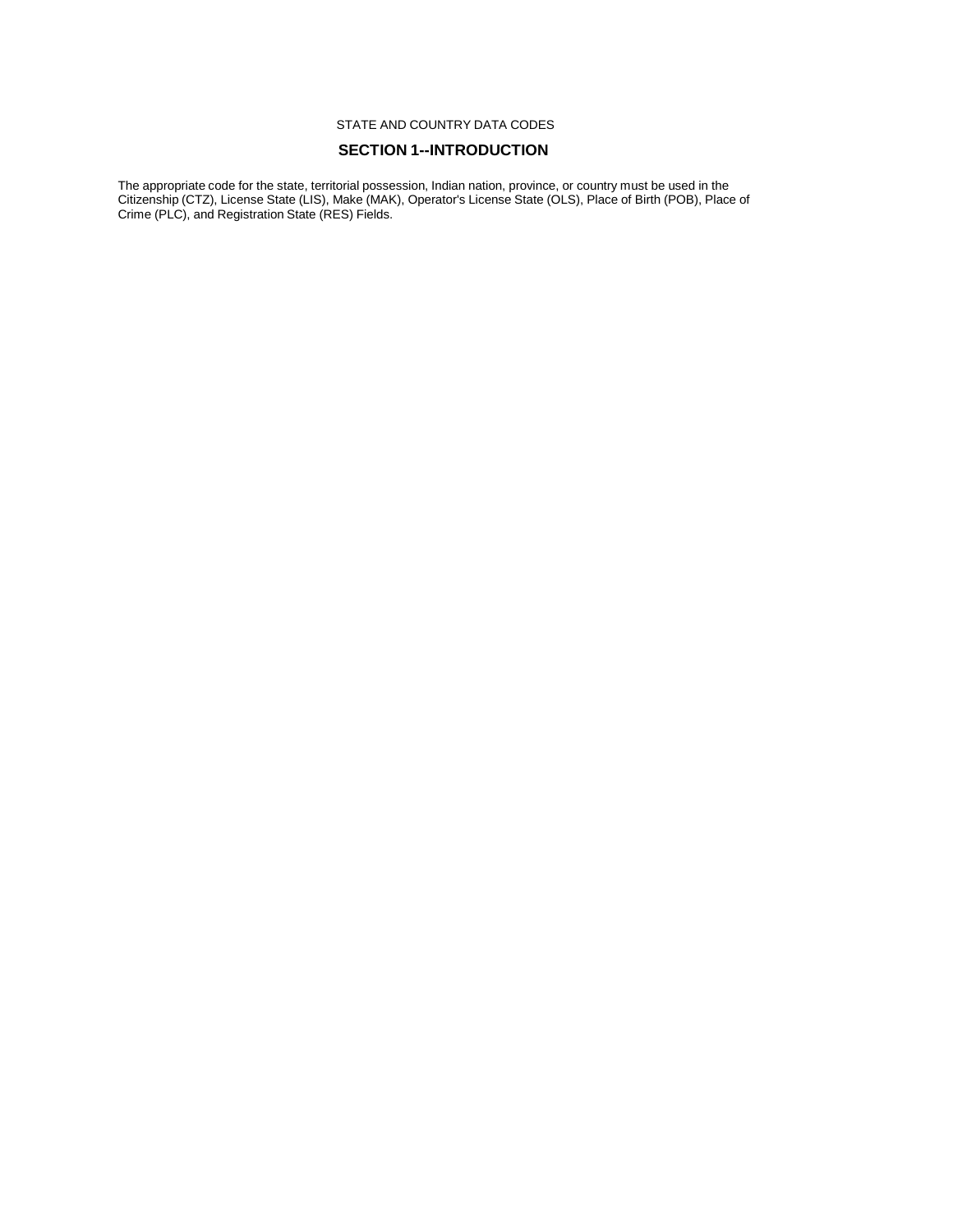STATE AND COUNTRY DATA CODES

## SECTION 1--INTRODUCTION

The appropriate code for the state, territorial possession, Indian nation, province, or country must be used in the Citizenship (CTZ), License State (LIS), Make (MAK), Operator's License State (OLS), Place of Birth (POB), Place of Crime (PLC), and Registration State (RES) Fields.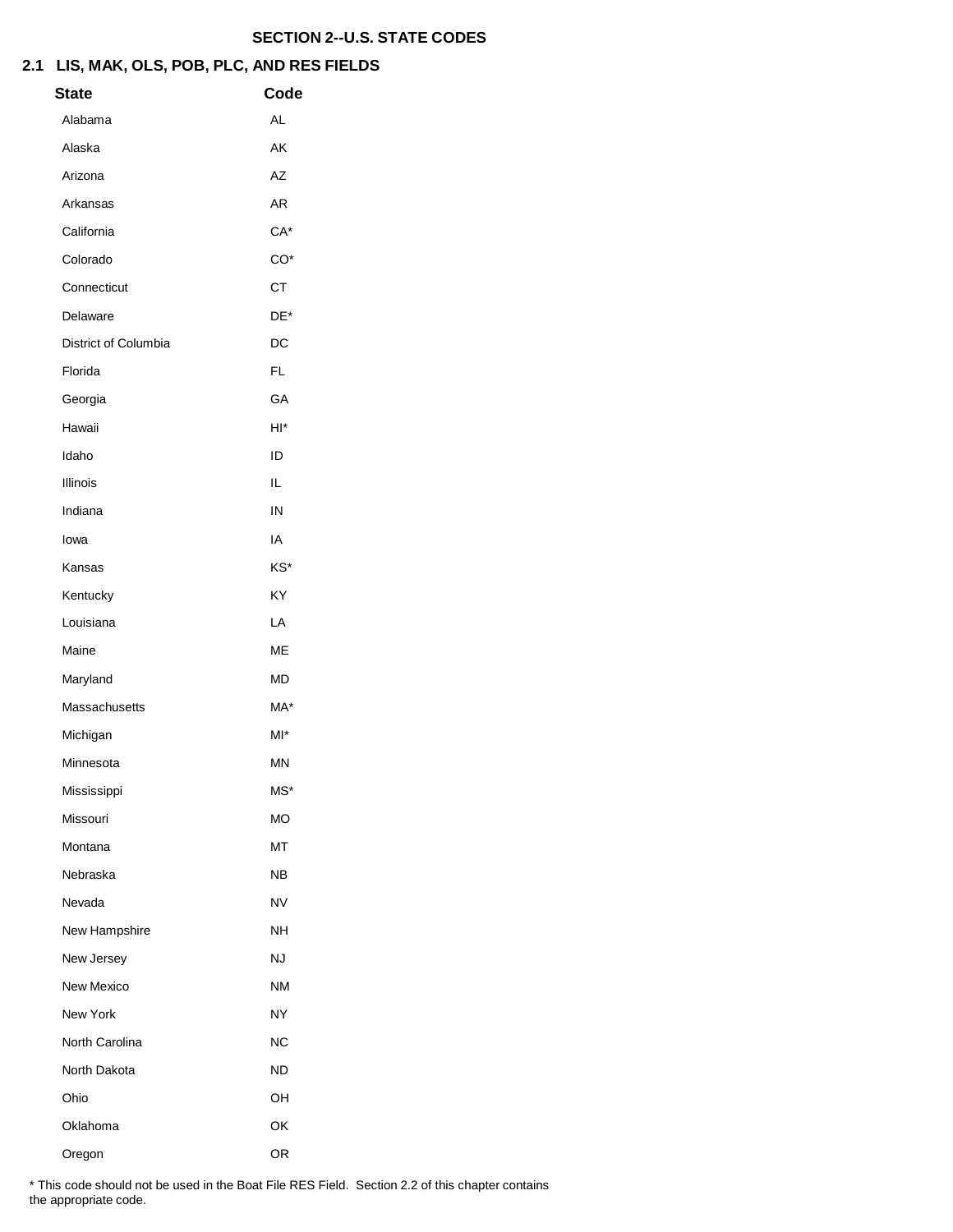# SECTION 2--U.S. STATE CODES

## 2.1 LIS, MAK, OLS, POB, PLC, AND RES FIELDS

| State | Code |
|---|---|
| Alabama | AL |
| Alaska | AK |
| Arizona | AZ |
| Arkansas | AR |
| California | CA* |
| Colorado | CO* |
| Connecticut | CT |
| Delaware | DE* |
| District of Columbia | DC |
| Florida | FL |
| Georgia | GA |
| Hawaii | HI* |
| Idaho | ID |
| Illinois | IL |
| Indiana | IN |
| Iowa | IA |
| Kansas | KS* |
| Kentucky | KY |
| Louisiana | LA |
| Maine | ME |
| Maryland | MD |
| Massachusetts | MA* |
| Michigan | MI* |
| Minnesota | MN |
| Mississippi | MS* |
| Missouri | MO |
| Montana | MT |
| Nebraska | NB |
| Nevada | NV |
| New Hampshire | NH |
| New Jersey | NJ |
| New Mexico | NM |
| New York | NY |
| North Carolina | NC |
| North Dakota | ND |
| Ohio | OH |
| Oklahoma | OK |
| Oregon | OR |

* This code should not be used in the Boat File RES Field. Section 2.2 of this chapter contains the appropriate code.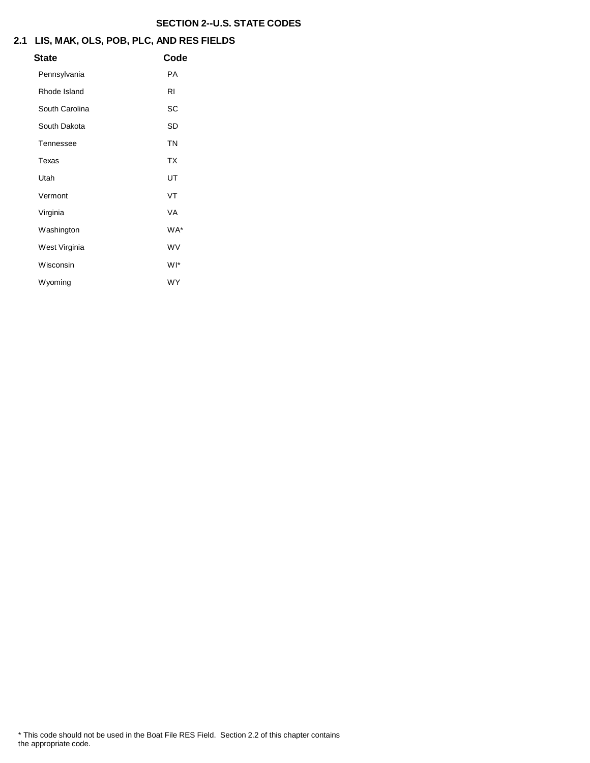## SECTION 2--U.S. STATE CODES

### 2.1 LIS, MAK, OLS, POB, PLC, AND RES FIELDS

| State | Code |
|---|---|
| Pennsylvania | PA |
| Rhode Island | RI |
| South Carolina | SC |
| South Dakota | SD |
| Tennessee | TN |
| Texas | TX |
| Utah | UT |
| Vermont | VT |
| Virginia | VA |
| Washington | WA* |
| West Virginia | WV |
| Wisconsin | WI* |
| Wyoming | WY |

* This code should not be used in the Boat File RES Field. Section 2.2 of this chapter contains the appropriate code.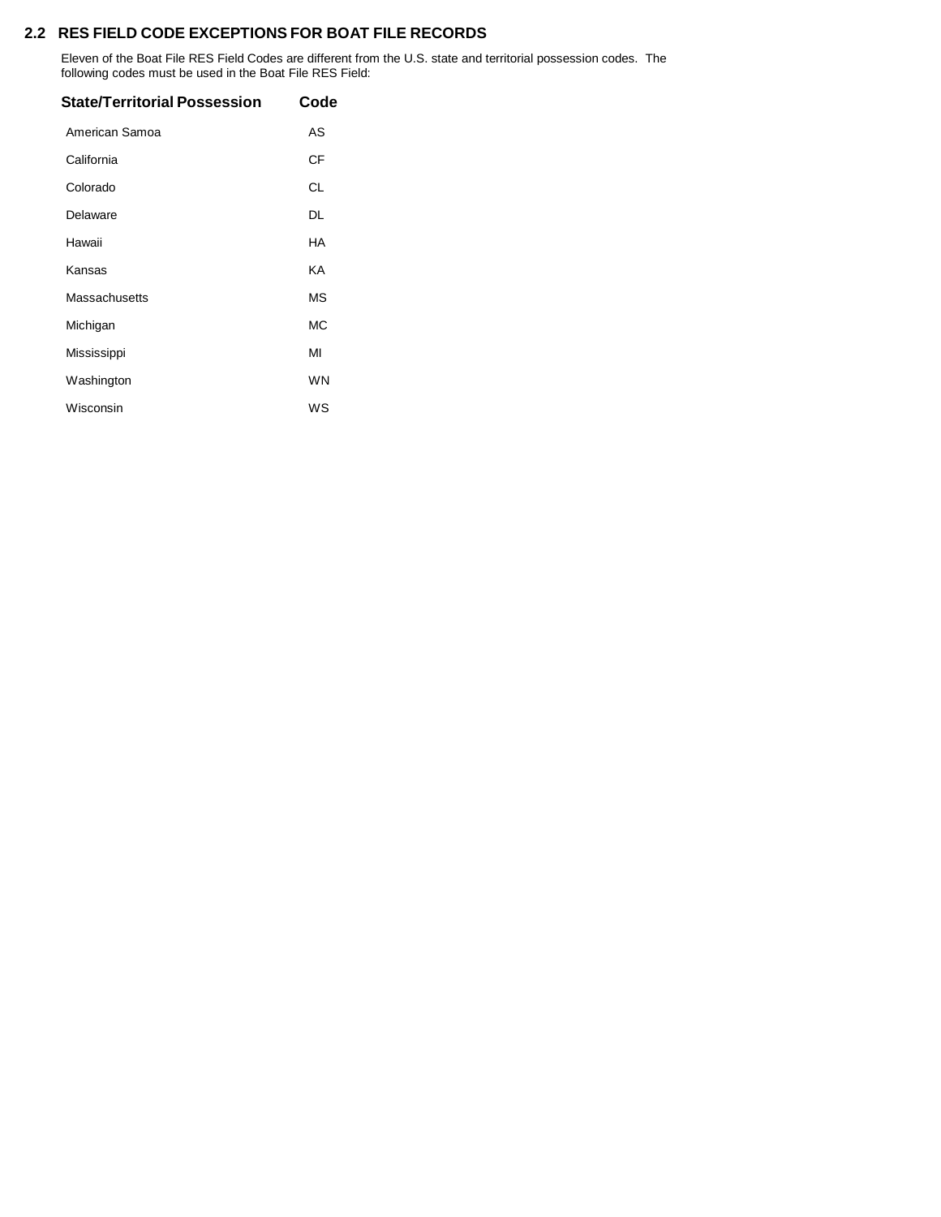## 2.2 RES FIELD CODE EXCEPTIONS FOR BOAT FILE RECORDS

Eleven of the Boat File RES Field Codes are different from the U.S. state and territorial possession codes. The following codes must be used in the Boat File RES Field:

| State/Territorial Possession | Code |
|---|---|
| American Samoa | AS |
| California | CF |
| Colorado | CL |
| Delaware | DL |
| Hawaii | HA |
| Kansas | KA |
| Massachusetts | MS |
| Michigan | MC |
| Mississippi | MI |
| Washington | WN |
| Wisconsin | WS |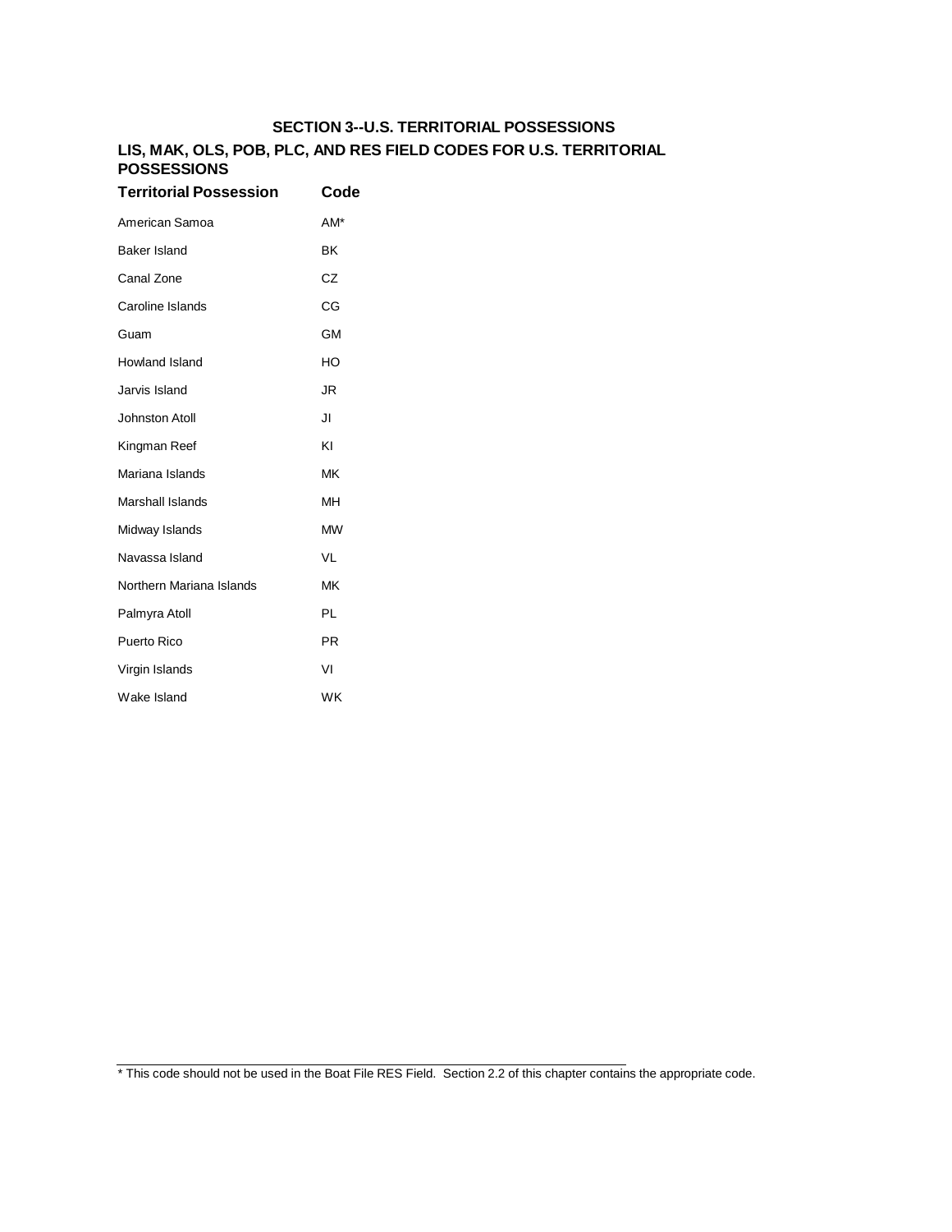## SECTION 3--U.S. TERRITORIAL POSSESSIONS

### LIS, MAK, OLS, POB, PLC, AND RES FIELD CODES FOR U.S. TERRITORIAL POSSESSIONS

| Territorial Possession | Code |
|---|---|
| American Samoa | AM* |
| Baker Island | BK |
| Canal Zone | CZ |
| Caroline Islands | CG |
| Guam | GM |
| Howland Island | HO |
| Jarvis Island | JR |
| Johnston Atoll | JI |
| Kingman Reef | KI |
| Mariana Islands | MK |
| Marshall Islands | MH |
| Midway Islands | MW |
| Navassa Island | VL |
| Northern Mariana Islands | MK |
| Palmyra Atoll | PL |
| Puerto Rico | PR |
| Virgin Islands | VI |
| Wake Island | WK |

* This code should not be used in the Boat File RES Field. Section 2.2 of this chapter contains the appropriate code.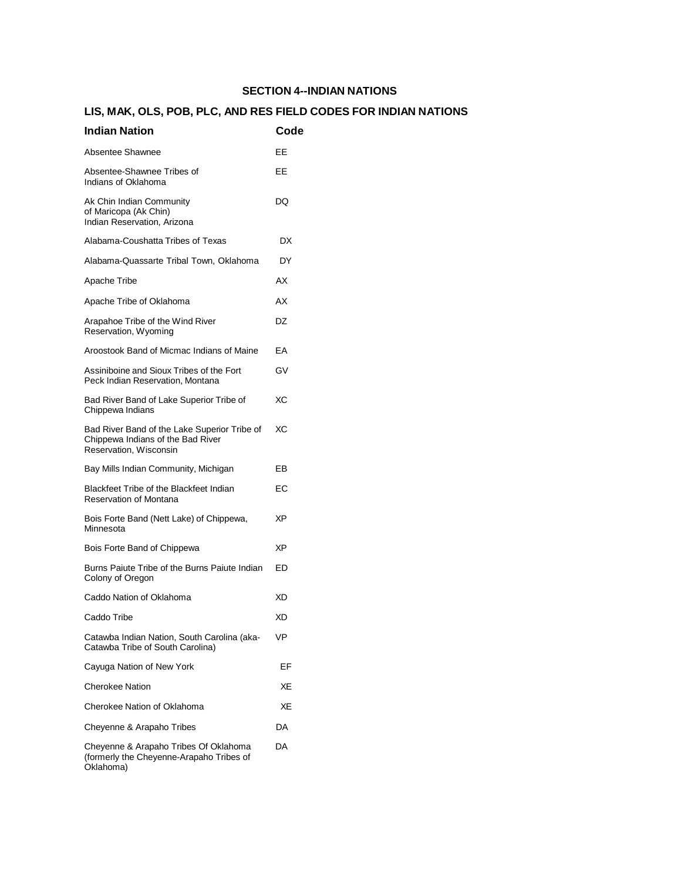## SECTION 4--INDIAN NATIONS

### LIS, MAK, OLS, POB, PLC, AND RES FIELD CODES FOR INDIAN NATIONS

| Indian Nation | Code |
|---|---|
| Absentee Shawnee | EE |
| Absentee-Shawnee Tribes of Indians of Oklahoma | EE |
| Ak Chin Indian Community of Maricopa (Ak Chin) Indian Reservation, Arizona | DQ |
| Alabama-Coushatta Tribes of Texas | DX |
| Alabama-Quassarte Tribal Town, Oklahoma | DY |
| Apache Tribe | AX |
| Apache Tribe of Oklahoma | AX |
| Arapahoe Tribe of the Wind River Reservation, Wyoming | DZ |
| Aroostook Band of Micmac Indians of Maine | EA |
| Assiniboine and Sioux Tribes of the Fort Peck Indian Reservation, Montana | GV |
| Bad River Band of Lake Superior Tribe of Chippewa Indians | XC |
| Bad River Band of the Lake Superior Tribe of Chippewa Indians of the Bad River Reservation, Wisconsin | XC |
| Bay Mills Indian Community, Michigan | EB |
| Blackfeet Tribe of the Blackfeet Indian Reservation of Montana | EC |
| Bois Forte Band (Nett Lake) of Chippewa, Minnesota | XP |
| Bois Forte Band of Chippewa | XP |
| Burns Paiute Tribe of the Burns Paiute Indian Colony of Oregon | ED |
| Caddo Nation of Oklahoma | XD |
| Caddo Tribe | XD |
| Catawba Indian Nation, South Carolina (aka-Catawba Tribe of South Carolina) | VP |
| Cayuga Nation of New York | EF |
| Cherokee Nation | XE |
| Cherokee Nation of Oklahoma | XE |
| Cheyenne & Arapaho Tribes | DA |
| Cheyenne & Arapaho Tribes Of Oklahoma (formerly the Cheyenne-Arapaho Tribes of Oklahoma) | DA |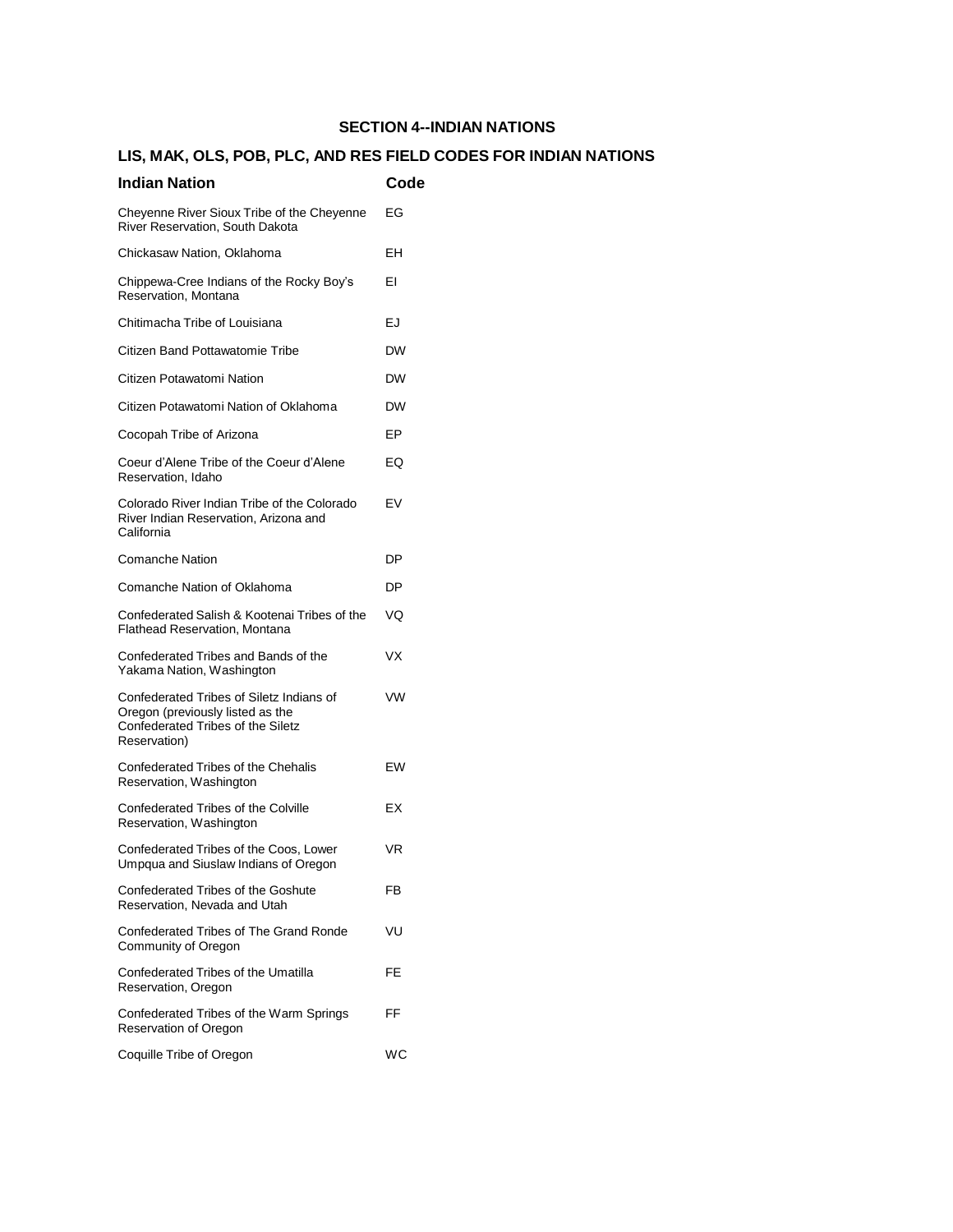## SECTION 4--INDIAN NATIONS

### LIS, MAK, OLS, POB, PLC, AND RES FIELD CODES FOR INDIAN NATIONS

| Indian Nation | Code |
|---|---|
| Cheyenne River Sioux Tribe of the Cheyenne River Reservation, South Dakota | EG |
| Chickasaw Nation, Oklahoma | EH |
| Chippewa-Cree Indians of the Rocky Boy's Reservation, Montana | EI |
| Chitimacha Tribe of Louisiana | EJ |
| Citizen Band Pottawatomie Tribe | DW |
| Citizen Potawatomi Nation | DW |
| Citizen Potawatomi Nation of Oklahoma | DW |
| Cocopah Tribe of Arizona | EP |
| Coeur d'Alene Tribe of the Coeur d'Alene Reservation, Idaho | EQ |
| Colorado River Indian Tribe of the Colorado River Indian Reservation, Arizona and California | EV |
| Comanche Nation | DP |
| Comanche Nation of Oklahoma | DP |
| Confederated Salish & Kootenai Tribes of the Flathead Reservation, Montana | VQ |
| Confederated Tribes and Bands of the Yakama Nation, Washington | VX |
| Confederated Tribes of Siletz Indians of Oregon (previously listed as the Confederated Tribes of the Siletz Reservation) | VW |
| Confederated Tribes of the Chehalis Reservation, Washington | EW |
| Confederated Tribes of the Colville Reservation, Washington | EX |
| Confederated Tribes of the Coos, Lower Umpqua and Siuslaw Indians of Oregon | VR |
| Confederated Tribes of the Goshute Reservation, Nevada and Utah | FB |
| Confederated Tribes of The Grand Ronde Community of Oregon | VU |
| Confederated Tribes of the Umatilla Reservation, Oregon | FE |
| Confederated Tribes of the Warm Springs Reservation of Oregon | FF |
| Coquille Tribe of Oregon | WC |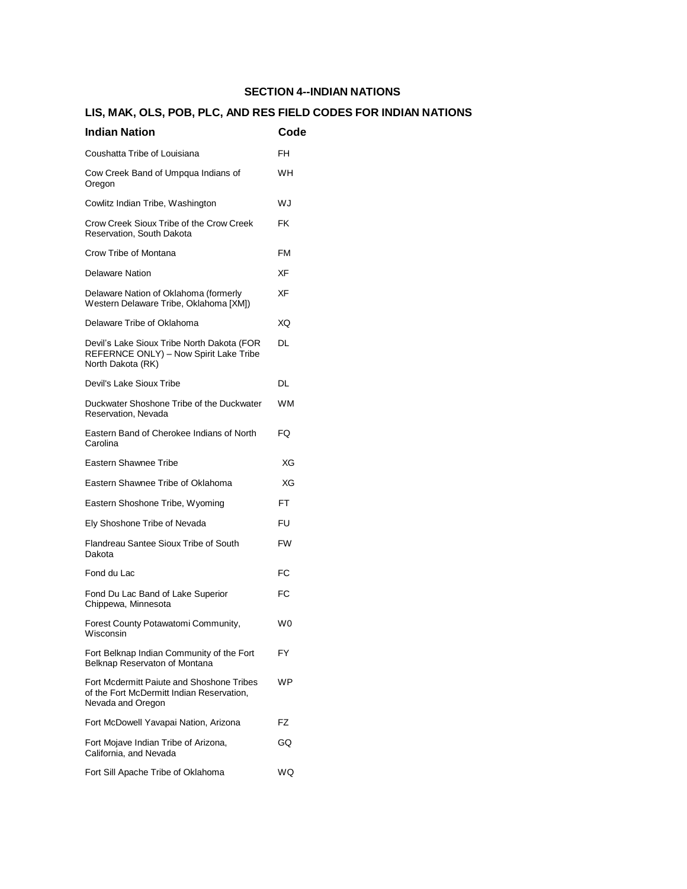### SECTION 4--INDIAN NATIONS

### LIS, MAK, OLS, POB, PLC, AND RES FIELD CODES FOR INDIAN NATIONS

| Indian Nation | Code |
|---|---|
| Coushatta Tribe of Louisiana | FH |
| Cow Creek Band of Umpqua Indians of Oregon | WH |
| Cowlitz Indian Tribe, Washington | WJ |
| Crow Creek Sioux Tribe of the Crow Creek Reservation, South Dakota | FK |
| Crow Tribe of Montana | FM |
| Delaware Nation | XF |
| Delaware Nation of Oklahoma (formerly Western Delaware Tribe, Oklahoma [XM]) | XF |
| Delaware Tribe of Oklahoma | XQ |
| Devil's Lake Sioux Tribe North Dakota (FOR REFERNCE ONLY) – Now Spirit Lake Tribe North Dakota (RK) | DL |
| Devil's Lake Sioux Tribe | DL |
| Duckwater Shoshone Tribe of the Duckwater Reservation, Nevada | WM |
| Eastern Band of Cherokee Indians of North Carolina | FQ |
| Eastern Shawnee Tribe | XG |
| Eastern Shawnee Tribe of Oklahoma | XG |
| Eastern Shoshone Tribe, Wyoming | FT |
| Ely Shoshone Tribe of Nevada | FU |
| Flandreau Santee Sioux Tribe of South Dakota | FW |
| Fond du Lac | FC |
| Fond Du Lac Band of Lake Superior Chippewa, Minnesota | FC |
| Forest County Potawatomi Community, Wisconsin | W0 |
| Fort Belknap Indian Community of the Fort Belknap Reservaton of Montana | FY |
| Fort Mcdermitt Paiute and Shoshone Tribes of the Fort McDermitt Indian Reservation, Nevada and Oregon | WP |
| Fort McDowell Yavapai Nation, Arizona | FZ |
| Fort Mojave Indian Tribe of Arizona, California, and Nevada | GQ |
| Fort Sill Apache Tribe of Oklahoma | WQ |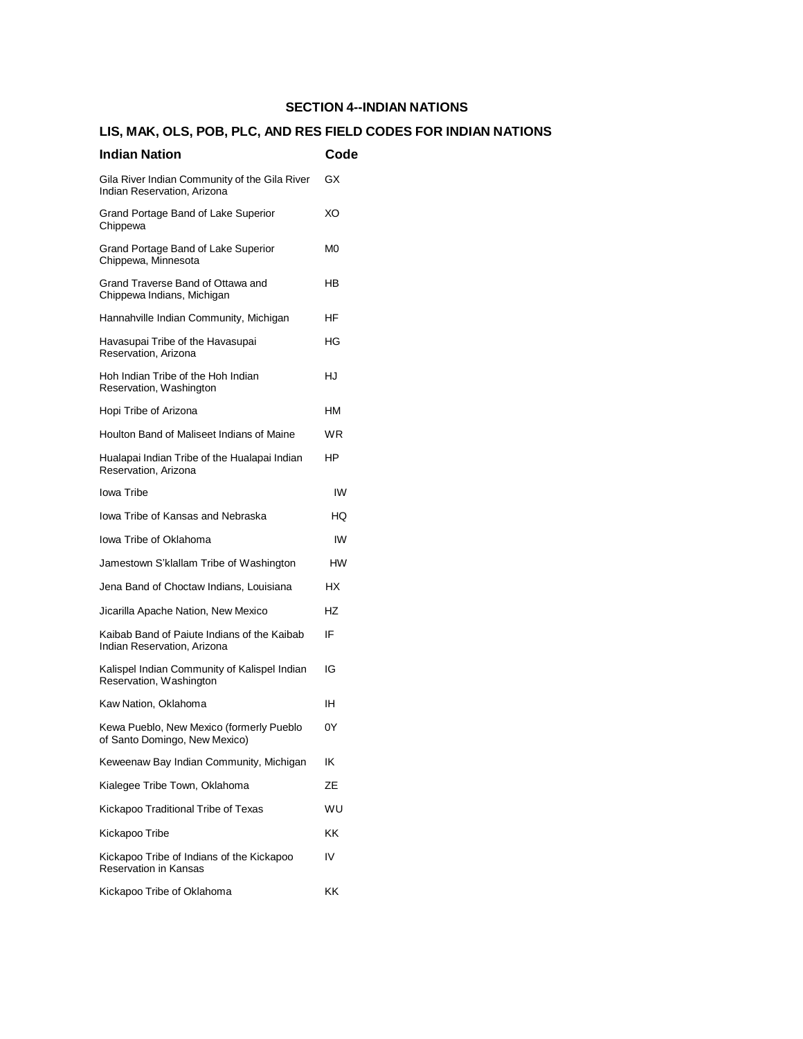## SECTION 4--INDIAN NATIONS

### LIS, MAK, OLS, POB, PLC, AND RES FIELD CODES FOR INDIAN NATIONS

| Indian Nation | Code |
|---|---|
| Gila River Indian Community of the Gila River Indian Reservation, Arizona | GX |
| Grand Portage Band of Lake Superior Chippewa | XO |
| Grand Portage Band of Lake Superior Chippewa, Minnesota | M0 |
| Grand Traverse Band of Ottawa and Chippewa Indians, Michigan | HB |
| Hannahville Indian Community, Michigan | HF |
| Havasupai Tribe of the Havasupai Reservation, Arizona | HG |
| Hoh Indian Tribe of the Hoh Indian Reservation, Washington | HJ |
| Hopi Tribe of Arizona | HM |
| Houlton Band of Maliseet Indians of Maine | WR |
| Hualapai Indian Tribe of the Hualapai Indian Reservation, Arizona | HP |
| Iowa Tribe | IW |
| Iowa Tribe of Kansas and Nebraska | HQ |
| Iowa Tribe of Oklahoma | IW |
| Jamestown S'klallam Tribe of Washington | HW |
| Jena Band of Choctaw Indians, Louisiana | HX |
| Jicarilla Apache Nation, New Mexico | HZ |
| Kaibab Band of Paiute Indians of the Kaibab Indian Reservation, Arizona | IF |
| Kalispel Indian Community of Kalispel Indian Reservation, Washington | IG |
| Kaw Nation, Oklahoma | IH |
| Kewa Pueblo, New Mexico (formerly Pueblo of Santo Domingo, New Mexico) | 0Y |
| Keweenaw Bay Indian Community, Michigan | IK |
| Kialegee Tribe Town, Oklahoma | ZE |
| Kickapoo Traditional Tribe of Texas | WU |
| Kickapoo Tribe | KK |
| Kickapoo Tribe of Indians of the Kickapoo Reservation in Kansas | IV |
| Kickapoo Tribe of Oklahoma | KK |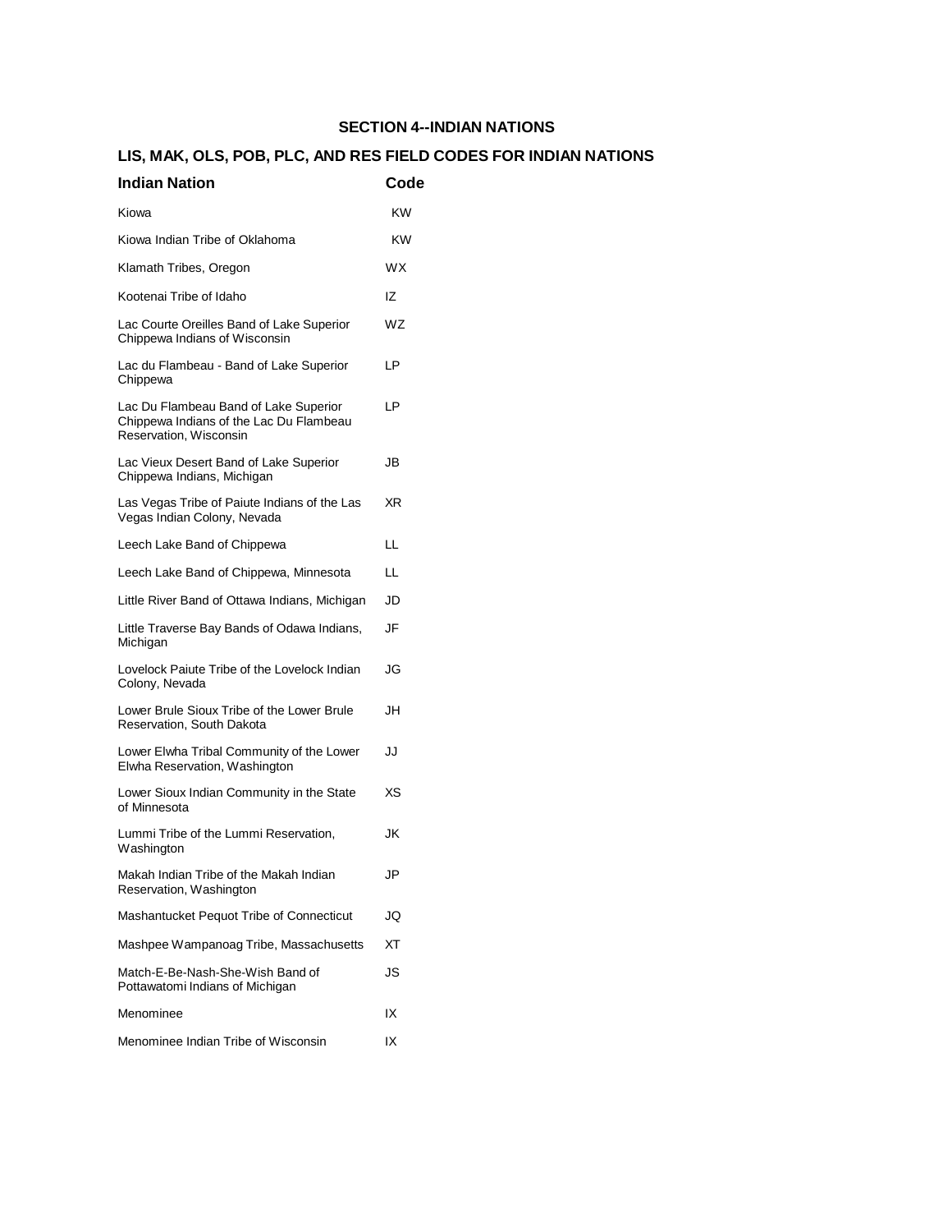## SECTION 4--INDIAN NATIONS

### LIS, MAK, OLS, POB, PLC, AND RES FIELD CODES FOR INDIAN NATIONS

| Indian Nation | Code |
|---|---|
| Kiowa | KW |
| Kiowa Indian Tribe of Oklahoma | KW |
| Klamath Tribes, Oregon | WX |
| Kootenai Tribe of Idaho | IZ |
| Lac Courte Oreilles Band of Lake Superior Chippewa Indians of Wisconsin | WZ |
| Lac du Flambeau - Band of Lake Superior Chippewa | LP |
| Lac Du Flambeau Band of Lake Superior Chippewa Indians of the Lac Du Flambeau Reservation, Wisconsin | LP |
| Lac Vieux Desert Band of Lake Superior Chippewa Indians, Michigan | JB |
| Las Vegas Tribe of Paiute Indians of the Las Vegas Indian Colony, Nevada | XR |
| Leech Lake Band of Chippewa | LL |
| Leech Lake Band of Chippewa, Minnesota | LL |
| Little River Band of Ottawa Indians, Michigan | JD |
| Little Traverse Bay Bands of Odawa Indians, Michigan | JF |
| Lovelock Paiute Tribe of the Lovelock Indian Colony, Nevada | JG |
| Lower Brule Sioux Tribe of the Lower Brule Reservation, South Dakota | JH |
| Lower Elwha Tribal Community of the Lower Elwha Reservation, Washington | JJ |
| Lower Sioux Indian Community in the State of Minnesota | XS |
| Lummi Tribe of the Lummi Reservation, Washington | JK |
| Makah Indian Tribe of the Makah Indian Reservation, Washington | JP |
| Mashantucket Pequot Tribe of Connecticut | JQ |
| Mashpee Wampanoag Tribe, Massachusetts | XT |
| Match-E-Be-Nash-She-Wish Band of Pottawatomi Indians of Michigan | JS |
| Menominee | IX |
| Menominee Indian Tribe of Wisconsin | IX |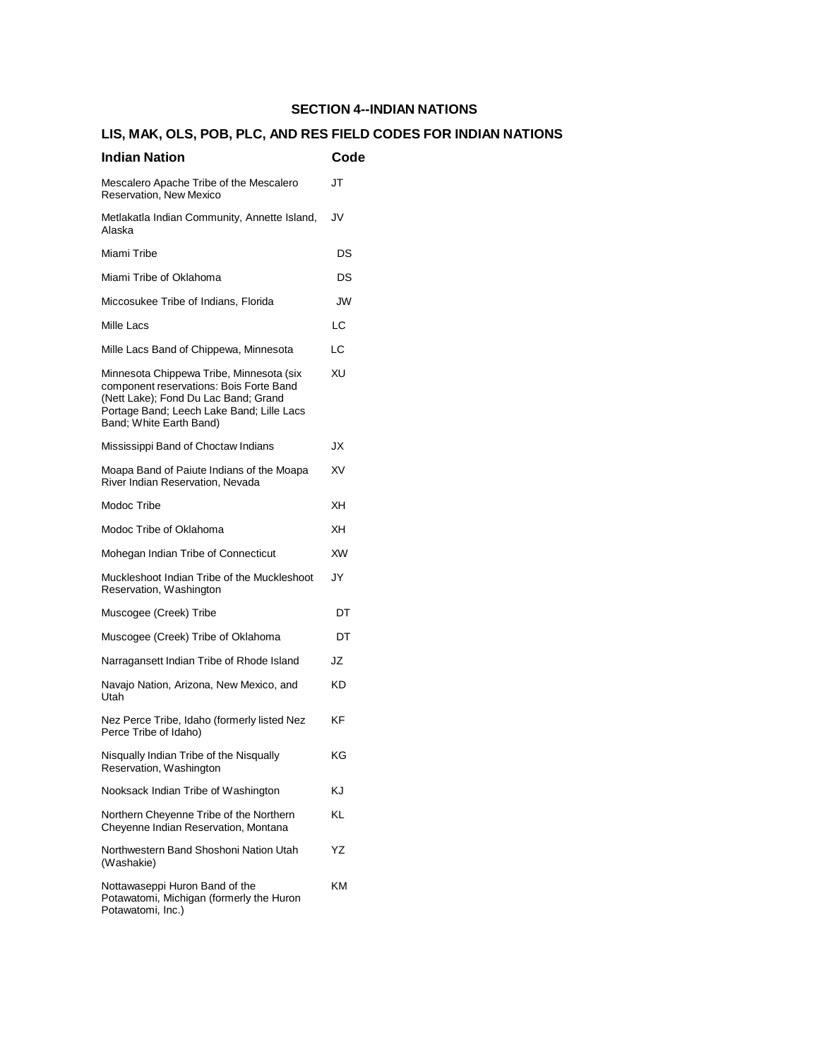## SECTION 4--INDIAN NATIONS

### LIS, MAK, OLS, POB, PLC, AND RES FIELD CODES FOR INDIAN NATIONS

| Indian Nation | Code |
|---|---|
| Mescalero Apache Tribe of the Mescalero Reservation, New Mexico | JT |
| Metlakatla Indian Community, Annette Island, Alaska | JV |
| Miami Tribe | DS |
| Miami Tribe of Oklahoma | DS |
| Miccosukee Tribe of Indians, Florida | JW |
| Mille Lacs | LC |
| Mille Lacs Band of Chippewa, Minnesota | LC |
| Minnesota Chippewa Tribe, Minnesota (six component reservations: Bois Forte Band (Nett Lake); Fond Du Lac Band; Grand Portage Band; Leech Lake Band; Lille Lacs Band; White Earth Band) | XU |
| Mississippi Band of Choctaw Indians | JX |
| Moapa Band of Paiute Indians of the Moapa River Indian Reservation, Nevada | XV |
| Modoc Tribe | XH |
| Modoc Tribe of Oklahoma | XH |
| Mohegan Indian Tribe of Connecticut | XW |
| Muckleshoot Indian Tribe of the Muckleshoot Reservation, Washington | JY |
| Muscogee (Creek) Tribe | DT |
| Muscogee (Creek) Tribe of Oklahoma | DT |
| Narragansett Indian Tribe of Rhode Island | JZ |
| Navajo Nation, Arizona, New Mexico, and Utah | KD |
| Nez Perce Tribe, Idaho (formerly listed Nez Perce Tribe of Idaho) | KF |
| Nisqually Indian Tribe of the Nisqually Reservation, Washington | KG |
| Nooksack Indian Tribe of Washington | KJ |
| Northern Cheyenne Tribe of the Northern Cheyenne Indian Reservation, Montana | KL |
| Northwestern Band Shoshoni Nation Utah (Washakie) | YZ |
| Nottawaseppi Huron Band of the Potawatomi, Michigan (formerly the Huron Potawatomi, Inc.) | KM |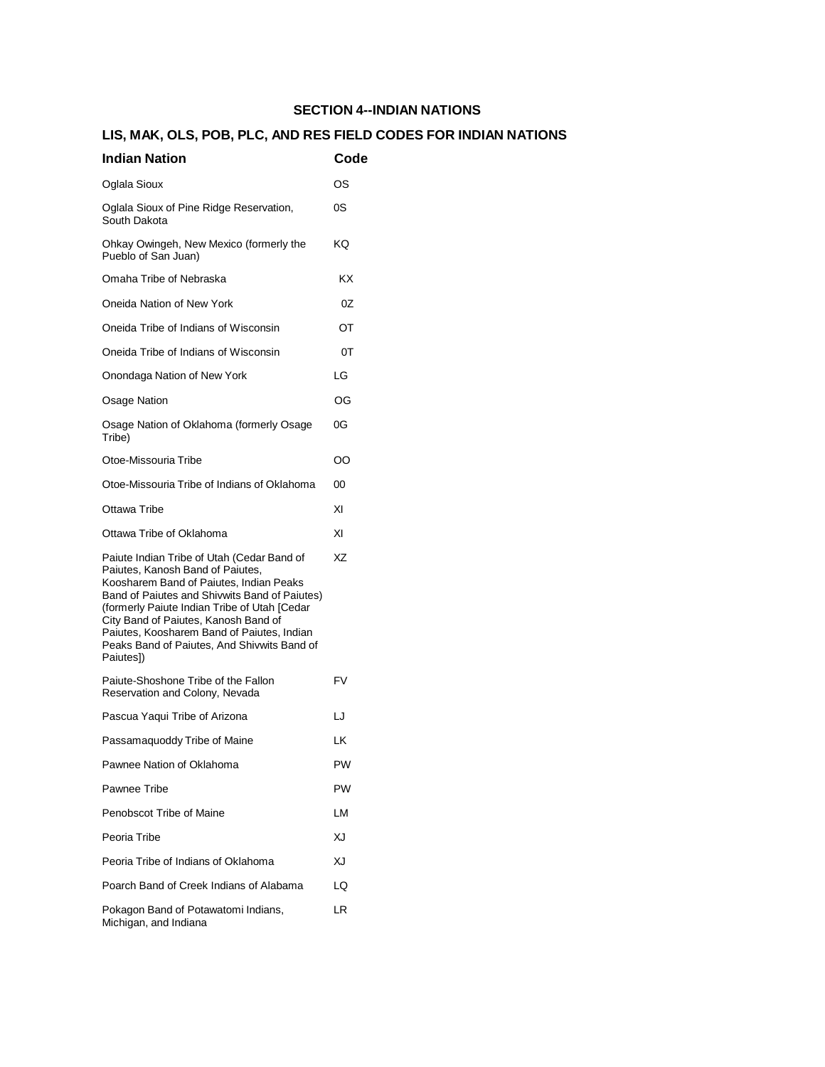## SECTION 4--INDIAN NATIONS

### LIS, MAK, OLS, POB, PLC, AND RES FIELD CODES FOR INDIAN NATIONS

| Indian Nation | Code |
|---|---|
| Oglala Sioux | OS |
| Oglala Sioux of Pine Ridge Reservation, South Dakota | 0S |
| Ohkay Owingeh, New Mexico (formerly the Pueblo of San Juan) | KQ |
| Omaha Tribe of Nebraska | KX |
| Oneida Nation of New York | 0Z |
| Oneida Tribe of Indians of Wisconsin | OT |
| Oneida Tribe of Indians of Wisconsin | 0T |
| Onondaga Nation of New York | LG |
| Osage Nation | OG |
| Osage Nation of Oklahoma (formerly Osage Tribe) | 0G |
| Otoe-Missouria Tribe | OO |
| Otoe-Missouria Tribe of Indians of Oklahoma | 00 |
| Ottawa Tribe | XI |
| Ottawa Tribe of Oklahoma | XI |
| Paiute Indian Tribe of Utah (Cedar Band of Paiutes, Kanosh Band of Paiutes, Koosharem Band of Paiutes, Indian Peaks Band of Paiutes and Shivwits Band of Paiutes) (formerly Paiute Indian Tribe of Utah [Cedar City Band of Paiutes, Kanosh Band of Paiutes, Koosharem Band of Paiutes, Indian Peaks Band of Paiutes, And Shivwits Band of Paiutes]) | XZ |
| Paiute-Shoshone Tribe of the Fallon Reservation and Colony, Nevada | FV |
| Pascua Yaqui Tribe of Arizona | LJ |
| Passamaquoddy Tribe of Maine | LK |
| Pawnee Nation of Oklahoma | PW |
| Pawnee Tribe | PW |
| Penobscot Tribe of Maine | LM |
| Peoria Tribe | XJ |
| Peoria Tribe of Indians of Oklahoma | XJ |
| Poarch Band of Creek Indians of Alabama | LQ |
| Pokagon Band of Potawatomi Indians, Michigan, and Indiana | LR |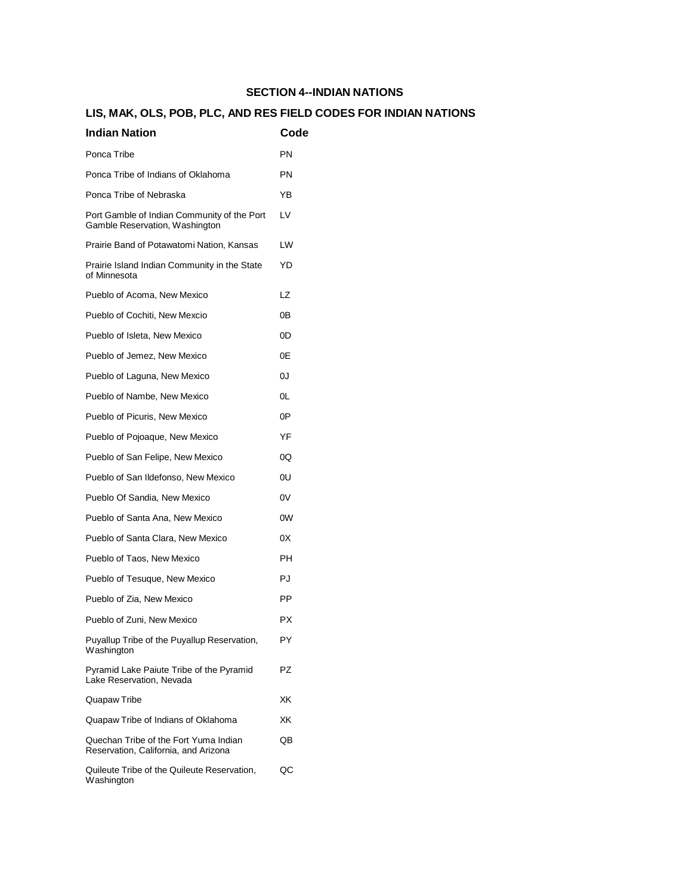## SECTION 4--INDIAN NATIONS

### LIS, MAK, OLS, POB, PLC, AND RES FIELD CODES FOR INDIAN NATIONS

| Indian Nation | Code |
|---|---|
| Ponca Tribe | PN |
| Ponca Tribe of Indians of Oklahoma | PN |
| Ponca Tribe of Nebraska | YB |
| Port Gamble of Indian Community of the Port Gamble Reservation, Washington | LV |
| Prairie Band of Potawatomi Nation, Kansas | LW |
| Prairie Island Indian Community in the State of Minnesota | YD |
| Pueblo of Acoma, New Mexico | LZ |
| Pueblo of Cochiti, New Mexcio | 0B |
| Pueblo of Isleta, New Mexico | 0D |
| Pueblo of Jemez, New Mexico | 0E |
| Pueblo of Laguna, New Mexico | 0J |
| Pueblo of Nambe, New Mexico | 0L |
| Pueblo of Picuris, New Mexico | 0P |
| Pueblo of Pojoaque, New Mexico | YF |
| Pueblo of San Felipe, New Mexico | 0Q |
| Pueblo of San Ildefonso, New Mexico | 0U |
| Pueblo Of Sandia, New Mexico | 0V |
| Pueblo of Santa Ana, New Mexico | 0W |
| Pueblo of Santa Clara, New Mexico | 0X |
| Pueblo of Taos, New Mexico | PH |
| Pueblo of Tesuque, New Mexico | PJ |
| Pueblo of Zia, New Mexico | PP |
| Pueblo of Zuni, New Mexico | PX |
| Puyallup Tribe of the Puyallup Reservation, Washington | PY |
| Pyramid Lake Paiute Tribe of the Pyramid Lake Reservation, Nevada | PZ |
| Quapaw Tribe | XK |
| Quapaw Tribe of Indians of Oklahoma | XK |
| Quechan Tribe of the Fort Yuma Indian Reservation, California, and Arizona | QB |
| Quileute Tribe of the Quileute Reservation, Washington | QC |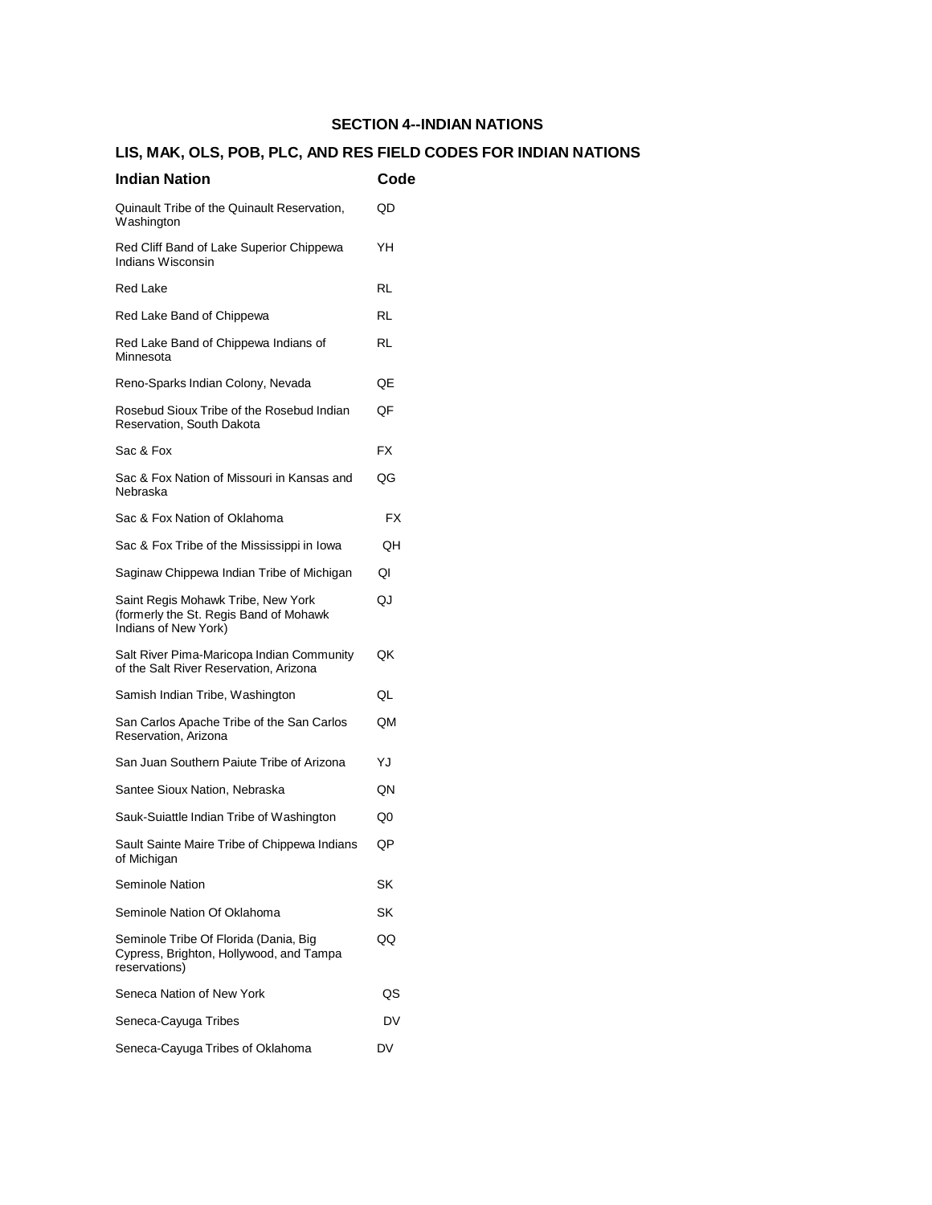## SECTION 4--INDIAN NATIONS

### LIS, MAK, OLS, POB, PLC, AND RES FIELD CODES FOR INDIAN NATIONS

| Indian Nation | Code |
|---|---|
| Quinault Tribe of the Quinault Reservation, Washington | QD |
| Red Cliff Band of Lake Superior Chippewa Indians Wisconsin | YH |
| Red Lake | RL |
| Red Lake Band of Chippewa | RL |
| Red Lake Band of Chippewa Indians of Minnesota | RL |
| Reno-Sparks Indian Colony, Nevada | QE |
| Rosebud Sioux Tribe of the Rosebud Indian Reservation, South Dakota | QF |
| Sac & Fox | FX |
| Sac & Fox Nation of Missouri in Kansas and Nebraska | QG |
| Sac & Fox Nation of Oklahoma | FX |
| Sac & Fox Tribe of the Mississippi in Iowa | QH |
| Saginaw Chippewa Indian Tribe of Michigan | QI |
| Saint Regis Mohawk Tribe, New York (formerly the St. Regis Band of Mohawk Indians of New York) | QJ |
| Salt River Pima-Maricopa Indian Community of the Salt River Reservation, Arizona | QK |
| Samish Indian Tribe, Washington | QL |
| San Carlos Apache Tribe of the San Carlos Reservation, Arizona | QM |
| San Juan Southern Paiute Tribe of Arizona | YJ |
| Santee Sioux Nation, Nebraska | QN |
| Sauk-Suiattle Indian Tribe of Washington | Q0 |
| Sault Sainte Maire Tribe of Chippewa Indians of Michigan | QP |
| Seminole Nation | SK |
| Seminole Nation Of Oklahoma | SK |
| Seminole Tribe Of Florida (Dania, Big Cypress, Brighton, Hollywood, and Tampa reservations) | QQ |
| Seneca Nation of New York | QS |
| Seneca-Cayuga Tribes | DV |
| Seneca-Cayuga Tribes of Oklahoma | DV |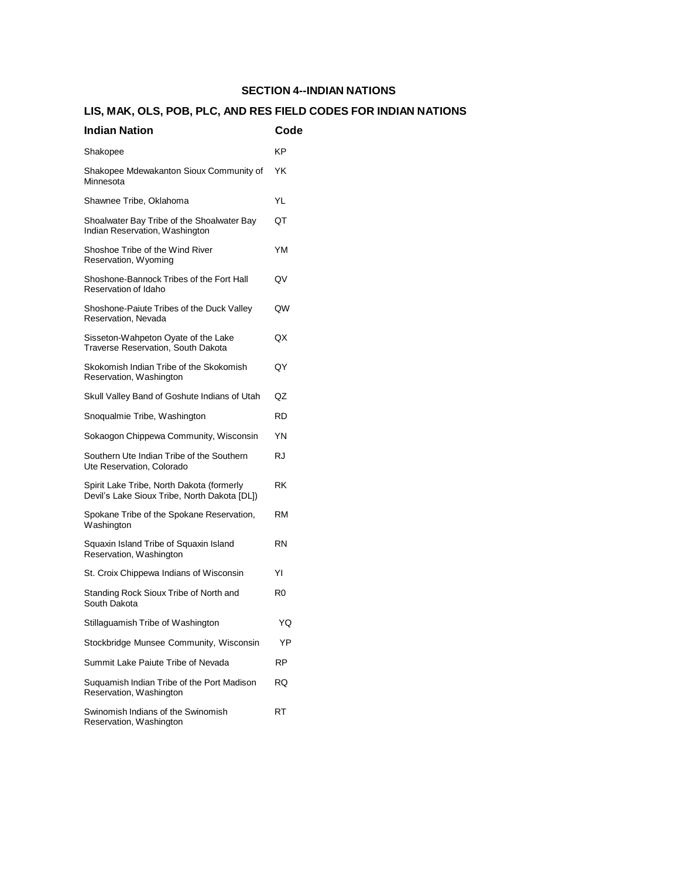## SECTION 4--INDIAN NATIONS

### LIS, MAK, OLS, POB, PLC, AND RES FIELD CODES FOR INDIAN NATIONS

| Indian Nation | Code |
|---|---|
| Shakopee | KP |
| Shakopee Mdewakanton Sioux Community of Minnesota | YK |
| Shawnee Tribe, Oklahoma | YL |
| Shoalwater Bay Tribe of the Shoalwater Bay Indian Reservation, Washington | QT |
| Shoshoe Tribe of the Wind River Reservation, Wyoming | YM |
| Shoshone-Bannock Tribes of the Fort Hall Reservation of Idaho | QV |
| Shoshone-Paiute Tribes of the Duck Valley Reservation, Nevada | QW |
| Sisseton-Wahpeton Oyate of the Lake Traverse Reservation, South Dakota | QX |
| Skokomish Indian Tribe of the Skokomish Reservation, Washington | QY |
| Skull Valley Band of Goshute Indians of Utah | QZ |
| Snoqualmie Tribe, Washington | RD |
| Sokaogon Chippewa Community, Wisconsin | YN |
| Southern Ute Indian Tribe of the Southern Ute Reservation, Colorado | RJ |
| Spirit Lake Tribe, North Dakota (formerly Devil's Lake Sioux Tribe, North Dakota [DL]) | RK |
| Spokane Tribe of the Spokane Reservation, Washington | RM |
| Squaxin Island Tribe of Squaxin Island Reservation, Washington | RN |
| St. Croix Chippewa Indians of Wisconsin | YI |
| Standing Rock Sioux Tribe of North and South Dakota | R0 |
| Stillaguamish Tribe of Washington | YQ |
| Stockbridge Munsee Community, Wisconsin | YP |
| Summit Lake Paiute Tribe of Nevada | RP |
| Suquamish Indian Tribe of the Port Madison Reservation, Washington | RQ |
| Swinomish Indians of the Swinomish Reservation, Washington | RT |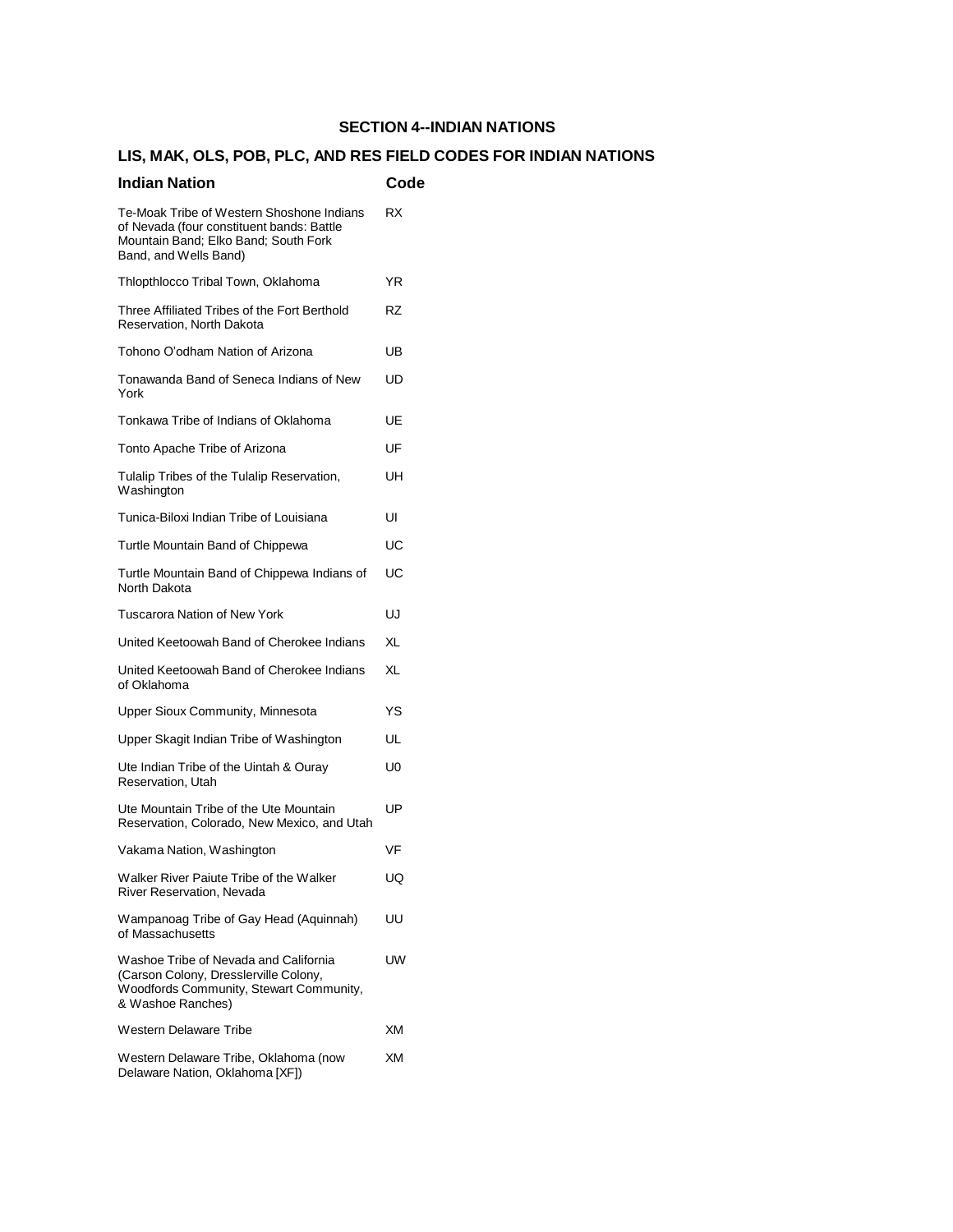## SECTION 4--INDIAN NATIONS

### LIS, MAK, OLS, POB, PLC, AND RES FIELD CODES FOR INDIAN NATIONS

| Indian Nation | Code |
|---|---|
| Te-Moak Tribe of Western Shoshone Indians of Nevada (four constituent bands: Battle Mountain Band; Elko Band; South Fork Band, and Wells Band) | RX |
| Thlopthlocco Tribal Town, Oklahoma | YR |
| Three Affiliated Tribes of the Fort Berthold Reservation, North Dakota | RZ |
| Tohono O'odham Nation of Arizona | UB |
| Tonawanda Band of Seneca Indians of New York | UD |
| Tonkawa Tribe of Indians of Oklahoma | UE |
| Tonto Apache Tribe of Arizona | UF |
| Tulalip Tribes of the Tulalip Reservation, Washington | UH |
| Tunica-Biloxi Indian Tribe of Louisiana | UI |
| Turtle Mountain Band of Chippewa | UC |
| Turtle Mountain Band of Chippewa Indians of North Dakota | UC |
| Tuscarora Nation of New York | UJ |
| United Keetoowah Band of Cherokee Indians | XL |
| United Keetoowah Band of Cherokee Indians of Oklahoma | XL |
| Upper Sioux Community, Minnesota | YS |
| Upper Skagit Indian Tribe of Washington | UL |
| Ute Indian Tribe of the Uintah & Ouray Reservation, Utah | U0 |
| Ute Mountain Tribe of the Ute Mountain Reservation, Colorado, New Mexico, and Utah | UP |
| Vakama Nation, Washington | VF |
| Walker River Paiute Tribe of the Walker River Reservation, Nevada | UQ |
| Wampanoag Tribe of Gay Head (Aquinnah) of Massachusetts | UU |
| Washoe Tribe of Nevada and California (Carson Colony, Dresslerville Colony, Woodfords Community, Stewart Community, & Washoe Ranches) | UW |
| Western Delaware Tribe | XM |
| Western Delaware Tribe, Oklahoma (now Delaware Nation, Oklahoma [XF]) | XM |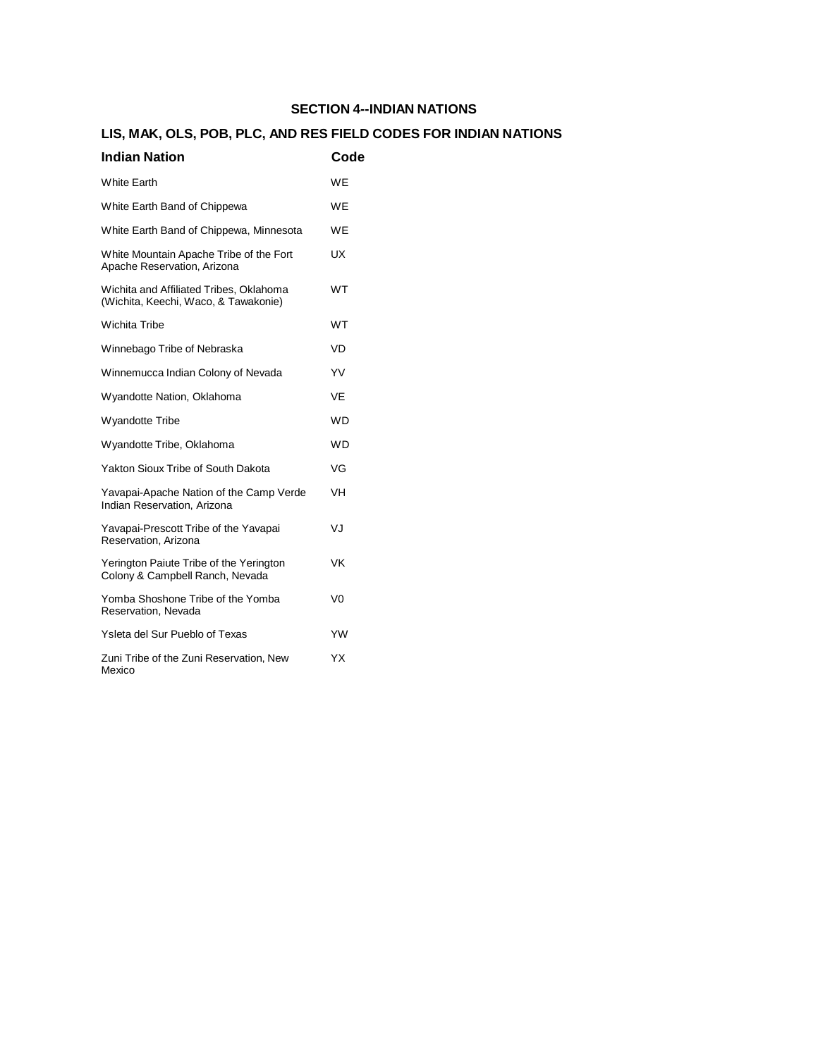## SECTION 4--INDIAN NATIONS

### LIS, MAK, OLS, POB, PLC, AND RES FIELD CODES FOR INDIAN NATIONS

| Indian Nation | Code |
|---|---|
| White Earth | WE |
| White Earth Band of Chippewa | WE |
| White Earth Band of Chippewa, Minnesota | WE |
| White Mountain Apache Tribe of the Fort Apache Reservation, Arizona | UX |
| Wichita and Affiliated Tribes, Oklahoma (Wichita, Keechi, Waco, & Tawakonie) | WT |
| Wichita Tribe | WT |
| Winnebago Tribe of Nebraska | VD |
| Winnemucca Indian Colony of Nevada | YV |
| Wyandotte Nation, Oklahoma | VE |
| Wyandotte Tribe | WD |
| Wyandotte Tribe, Oklahoma | WD |
| Yakton Sioux Tribe of South Dakota | VG |
| Yavapai-Apache Nation of the Camp Verde Indian Reservation, Arizona | VH |
| Yavapai-Prescott Tribe of the Yavapai Reservation, Arizona | VJ |
| Yerington Paiute Tribe of the Yerington Colony & Campbell Ranch, Nevada | VK |
| Yomba Shoshone Tribe of the Yomba Reservation, Nevada | V0 |
| Ysleta del Sur Pueblo of Texas | YW |
| Zuni Tribe of the Zuni Reservation, New Mexico | YX |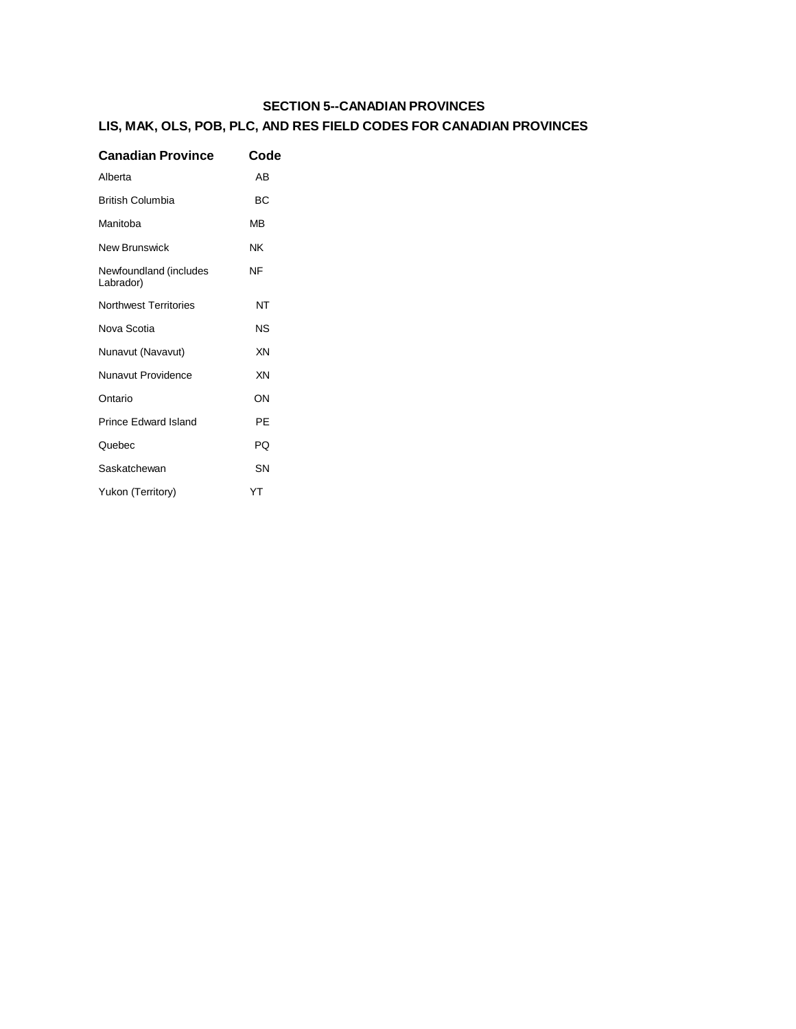## SECTION 5--CANADIAN PROVINCES

### LIS, MAK, OLS, POB, PLC, AND RES FIELD CODES FOR CANADIAN PROVINCES

| Canadian Province | Code |
|---|---|
| Alberta | AB |
| British Columbia | BC |
| Manitoba | MB |
| New Brunswick | NK |
| Newfoundland (includes Labrador) | NF |
| Northwest Territories | NT |
| Nova Scotia | NS |
| Nunavut (Navavut) | XN |
| Nunavut Providence | XN |
| Ontario | ON |
| Prince Edward Island | PE |
| Quebec | PQ |
| Saskatchewan | SN |
| Yukon (Territory) | YT |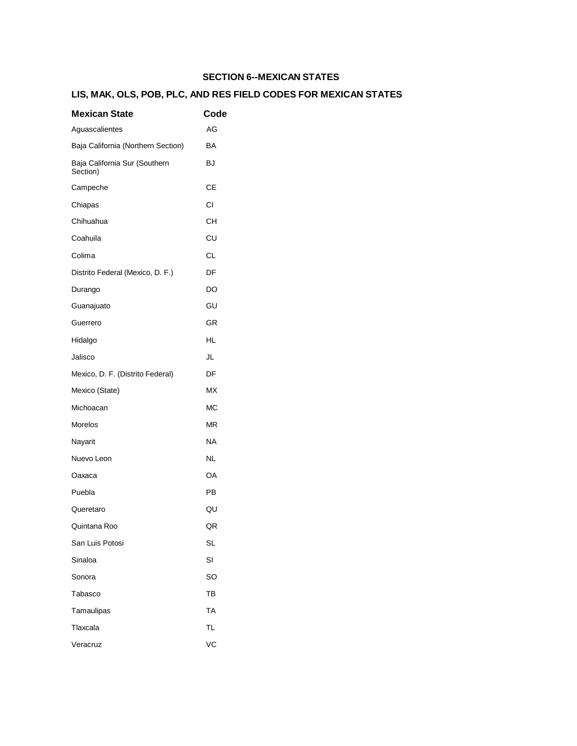## SECTION 6--MEXICAN STATES

### LIS, MAK, OLS, POB, PLC, AND RES FIELD CODES FOR MEXICAN STATES

| Mexican State | Code |
|---|---|
| Aguascalientes | AG |
| Baja California (Northern Section) | BA |
| Baja California Sur (Southern Section) | BJ |
| Campeche | CE |
| Chiapas | CI |
| Chihuahua | CH |
| Coahuila | CU |
| Colima | CL |
| Distrito Federal (Mexico, D. F.) | DF |
| Durango | DO |
| Guanajuato | GU |
| Guerrero | GR |
| Hidalgo | HL |
| Jalisco | JL |
| Mexico, D. F. (Distrito Federal) | DF |
| Mexico (State) | MX |
| Michoacan | MC |
| Morelos | MR |
| Nayarit | NA |
| Nuevo Leon | NL |
| Oaxaca | OA |
| Puebla | PB |
| Queretaro | QU |
| Quintana Roo | QR |
| San Luis Potosi | SL |
| Sinaloa | SI |
| Sonora | SO |
| Tabasco | TB |
| Tamaulipas | TA |
| Tlaxcala | TL |
| Veracruz | VC |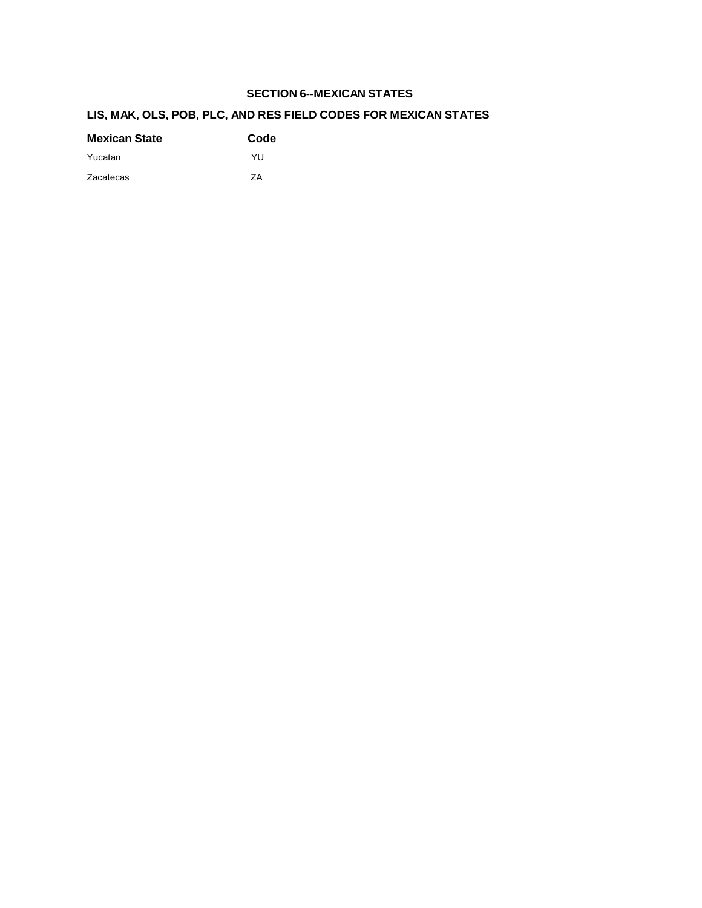## SECTION 6--MEXICAN STATES

### LIS, MAK, OLS, POB, PLC, AND RES FIELD CODES FOR MEXICAN STATES

| Mexican State | Code |
|---|---|
| Yucatan | YU |
| Zacatecas | ZA |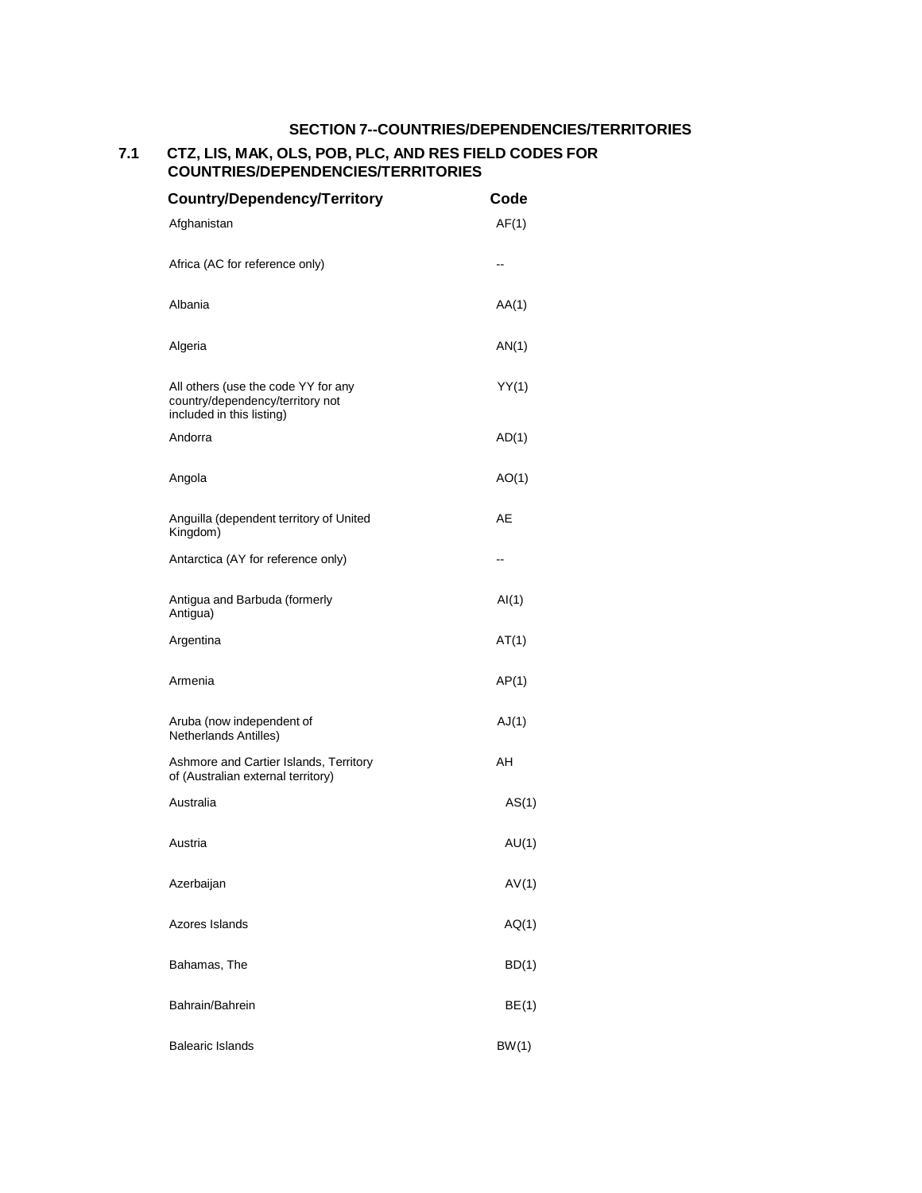## SECTION 7--COUNTRIES/DEPENDENCIES/TERRITORIES

### 7.1 CTZ, LIS, MAK, OLS, POB, PLC, AND RES FIELD CODES FOR COUNTRIES/DEPENDENCIES/TERRITORIES

| Country/Dependency/Territory | Code |
|---|---|
| Afghanistan | AF(1) |
| Africa (AC for reference only) | -- |
| Albania | AA(1) |
| Algeria | AN(1) |
| All others (use the code YY for any country/dependency/territory not included in this listing) | YY(1) |
| Andorra | AD(1) |
| Angola | AO(1) |
| Anguilla (dependent territory of United Kingdom) | AE |
| Antarctica (AY for reference only) | -- |
| Antigua and Barbuda (formerly Antigua) | AI(1) |
| Argentina | AT(1) |
| Armenia | AP(1) |
| Aruba (now independent of Netherlands Antilles) | AJ(1) |
| Ashmore and Cartier Islands, Territory of (Australian external territory) | AH |
| Australia | AS(1) |
| Austria | AU(1) |
| Azerbaijan | AV(1) |
| Azores Islands | AQ(1) |
| Bahamas, The | BD(1) |
| Bahrain/Bahrein | BE(1) |
| Balearic Islands | BW(1) |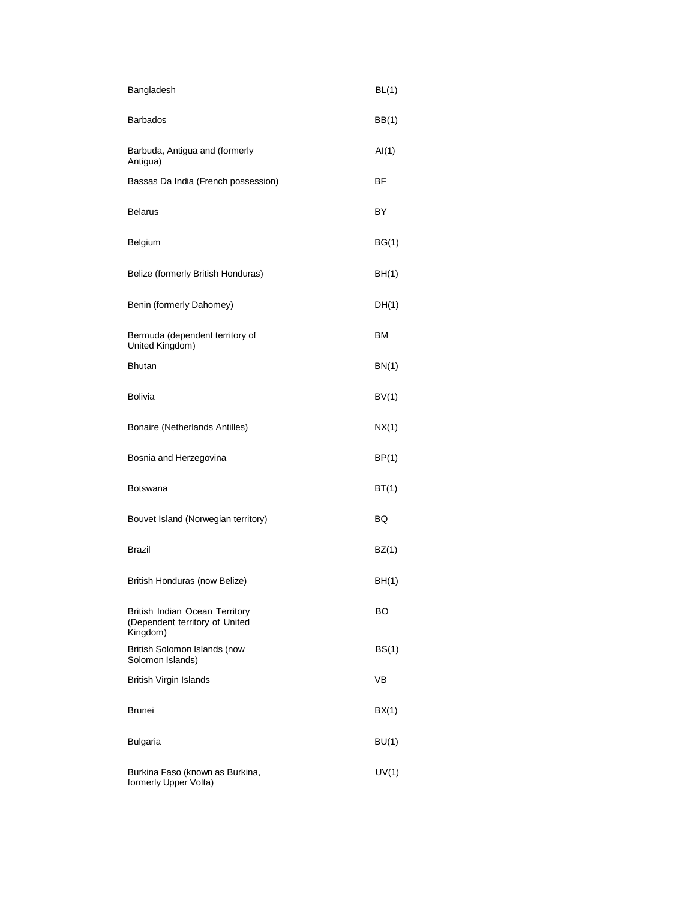| | |
|---|---|
| Bangladesh | BL(1) |
| Barbados | BB(1) |
| Barbuda, Antigua and (formerly Antigua) | AI(1) |
| Bassas Da India (French possession) | BF |
| Belarus | BY |
| Belgium | BG(1) |
| Belize (formerly British Honduras) | BH(1) |
| Benin (formerly Dahomey) | DH(1) |
| Bermuda (dependent territory of United Kingdom) | BM |
| Bhutan | BN(1) |
| Bolivia | BV(1) |
| Bonaire (Netherlands Antilles) | NX(1) |
| Bosnia and Herzegovina | BP(1) |
| Botswana | BT(1) |
| Bouvet Island (Norwegian territory) | BQ |
| Brazil | BZ(1) |
| British Honduras (now Belize) | BH(1) |
| British Indian Ocean Territory (Dependent territory of United Kingdom) | BO |
| British Solomon Islands (now Solomon Islands) | BS(1) |
| British Virgin Islands | VB |
| Brunei | BX(1) |
| Bulgaria | BU(1) |
| Burkina Faso (known as Burkina, formerly Upper Volta) | UV(1) |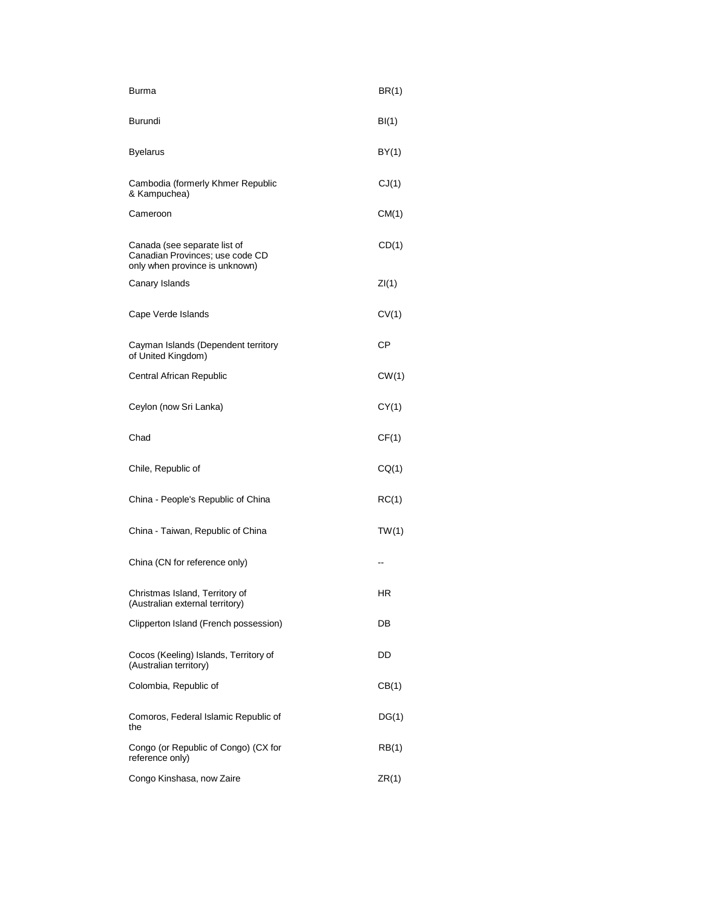| | |
|---|---|
| Burma | BR(1) |
| Burundi | BI(1) |
| Byelarus | BY(1) |
| Cambodia (formerly Khmer Republic & Kampuchea) | CJ(1) |
| Cameroon | CM(1) |
| Canada (see separate list of Canadian Provinces; use code CD only when province is unknown) | CD(1) |
| Canary Islands | ZI(1) |
| Cape Verde Islands | CV(1) |
| Cayman Islands (Dependent territory of United Kingdom) | CP |
| Central African Republic | CW(1) |
| Ceylon (now Sri Lanka) | CY(1) |
| Chad | CF(1) |
| Chile, Republic of | CQ(1) |
| China - People's Republic of China | RC(1) |
| China - Taiwan, Republic of China | TW(1) |
| China (CN for reference only) | -- |
| Christmas Island, Territory of (Australian external territory) | HR |
| Clipperton Island (French possession) | DB |
| Cocos (Keeling) Islands, Territory of (Australian territory) | DD |
| Colombia, Republic of | CB(1) |
| Comoros, Federal Islamic Republic of the | DG(1) |
| Congo (or Republic of Congo) (CX for reference only) | RB(1) |
| Congo Kinshasa, now Zaire | ZR(1) |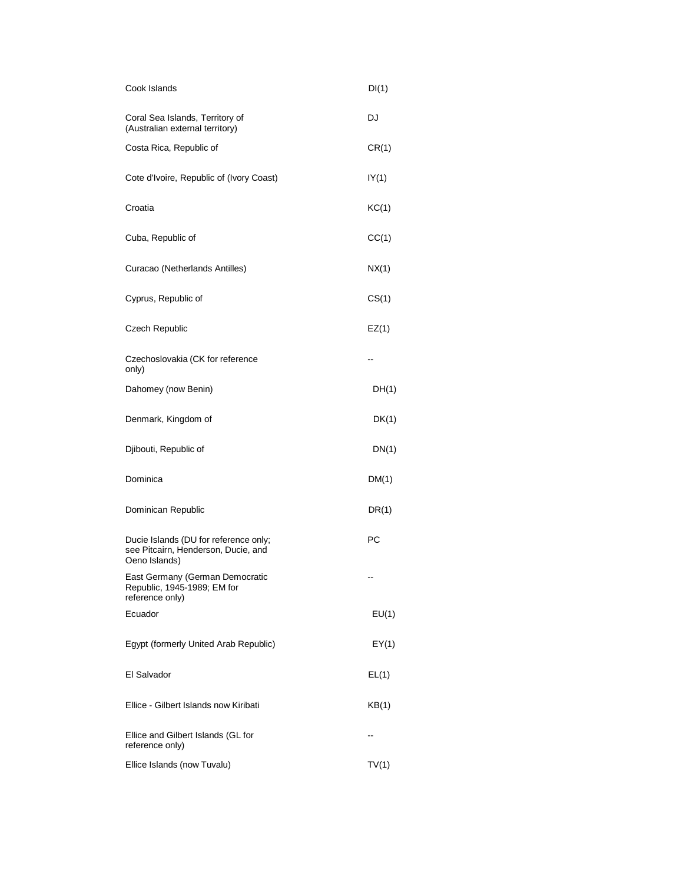| | |
|---|---|
| Cook Islands | DI(1) |
| Coral Sea Islands, Territory of (Australian external territory) | DJ |
| Costa Rica, Republic of | CR(1) |
| Cote d'Ivoire, Republic of (Ivory Coast) | IY(1) |
| Croatia | KC(1) |
| Cuba, Republic of | CC(1) |
| Curacao (Netherlands Antilles) | NX(1) |
| Cyprus, Republic of | CS(1) |
| Czech Republic | EZ(1) |
| Czechoslovakia (CK for reference only) | -- |
| Dahomey (now Benin) | DH(1) |
| Denmark, Kingdom of | DK(1) |
| Djibouti, Republic of | DN(1) |
| Dominica | DM(1) |
| Dominican Republic | DR(1) |
| Ducie Islands (DU for reference only; see Pitcairn, Henderson, Ducie, and Oeno Islands) | PC |
| East Germany (German Democratic Republic, 1945-1989; EM for reference only) | -- |
| Ecuador | EU(1) |
| Egypt (formerly United Arab Republic) | EY(1) |
| El Salvador | EL(1) |
| Ellice - Gilbert Islands now Kiribati | KB(1) |
| Ellice and Gilbert Islands (GL for reference only) | -- |
| Ellice Islands (now Tuvalu) | TV(1) |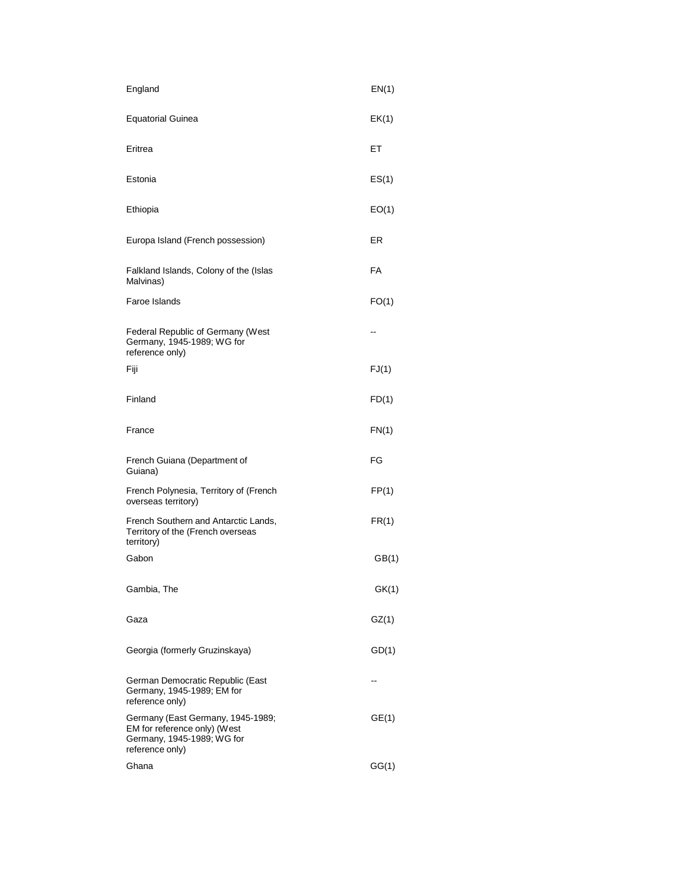| | |
|---|---|
| England | EN(1) |
| Equatorial Guinea | EK(1) |
| Eritrea | ET |
| Estonia | ES(1) |
| Ethiopia | EO(1) |
| Europa Island (French possession) | ER |
| Falkland Islands, Colony of the (Islas Malvinas) | FA |
| Faroe Islands | FO(1) |
| Federal Republic of Germany (West Germany, 1945-1989; WG for reference only) | -- |
| Fiji | FJ(1) |
| Finland | FD(1) |
| France | FN(1) |
| French Guiana (Department of Guiana) | FG |
| French Polynesia, Territory of (French overseas territory) | FP(1) |
| French Southern and Antarctic Lands, Territory of the (French overseas territory) | FR(1) |
| Gabon | GB(1) |
| Gambia, The | GK(1) |
| Gaza | GZ(1) |
| Georgia (formerly Gruzinskaya) | GD(1) |
| German Democratic Republic (East Germany, 1945-1989; EM for reference only) | -- |
| Germany (East Germany, 1945-1989; EM for reference only) (West Germany, 1945-1989; WG for reference only) | GE(1) |
| Ghana | GG(1) |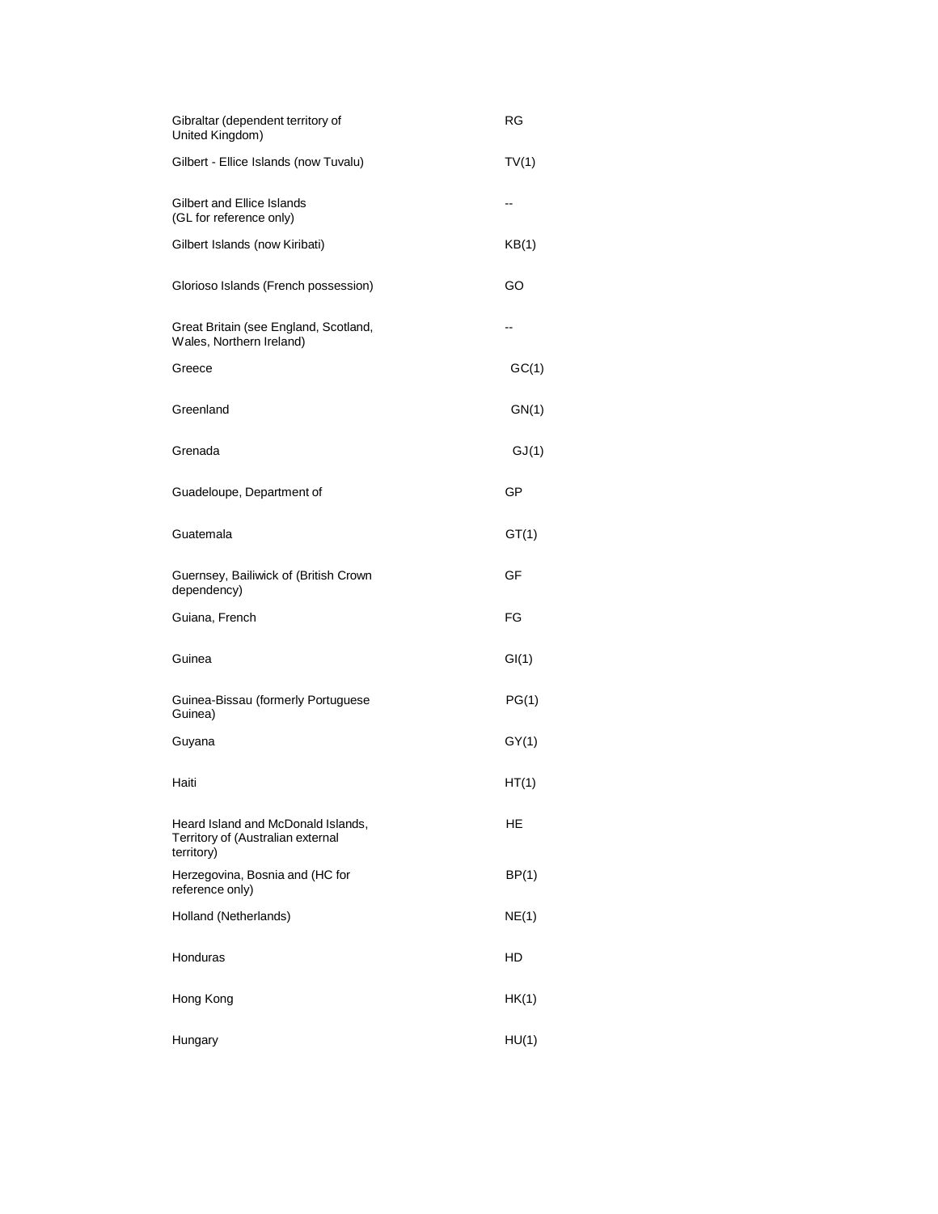| | |
|---|---|
| Gibraltar (dependent territory of United Kingdom) | RG |
| Gilbert - Ellice Islands (now Tuvalu) | TV(1) |
| Gilbert and Ellice Islands (GL for reference only) | -- |
| Gilbert Islands (now Kiribati) | KB(1) |
| Glorioso Islands (French possession) | GO |
| Great Britain (see England, Scotland, Wales, Northern Ireland) | -- |
| Greece | GC(1) |
| Greenland | GN(1) |
| Grenada | GJ(1) |
| Guadeloupe, Department of | GP |
| Guatemala | GT(1) |
| Guernsey, Bailiwick of (British Crown dependency) | GF |
| Guiana, French | FG |
| Guinea | GI(1) |
| Guinea-Bissau (formerly Portuguese Guinea) | PG(1) |
| Guyana | GY(1) |
| Haiti | HT(1) |
| Heard Island and McDonald Islands, Territory of (Australian external territory) | HE |
| Herzegovina, Bosnia and (HC for reference only) | BP(1) |
| Holland (Netherlands) | NE(1) |
| Honduras | HD |
| Hong Kong | HK(1) |
| Hungary | HU(1) |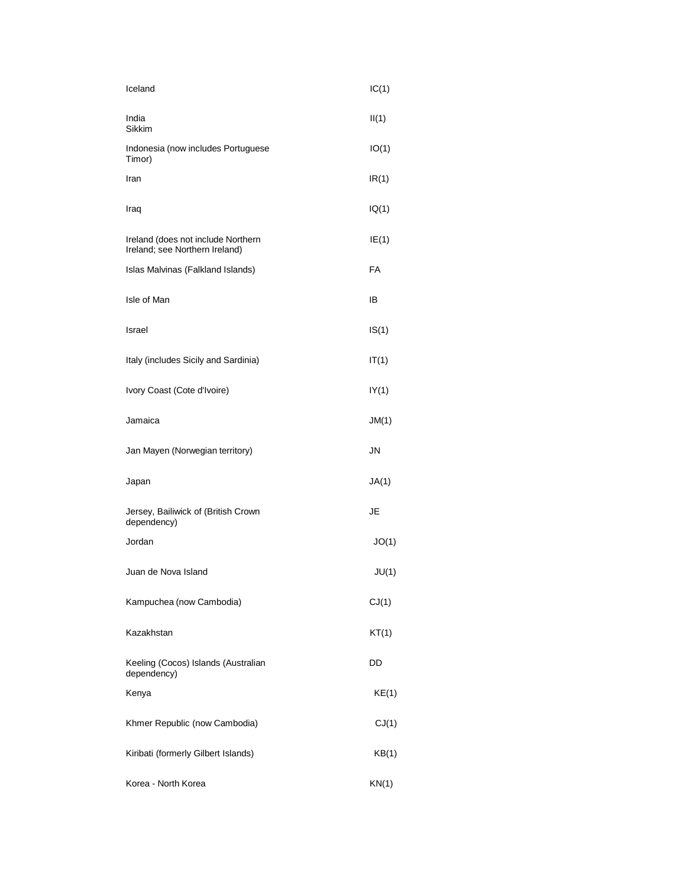| | |
|---|---|
| Iceland | IC(1) |
| India<br>Sikkim | II(1) |
| Indonesia (now includes Portuguese Timor) | IO(1) |
| Iran | IR(1) |
| Iraq | IQ(1) |
| Ireland (does not include Northern Ireland; see Northern Ireland) | IE(1) |
| Islas Malvinas (Falkland Islands) | FA |
| Isle of Man | IB |
| Israel | IS(1) |
| Italy (includes Sicily and Sardinia) | IT(1) |
| Ivory Coast (Cote d'Ivoire) | IY(1) |
| Jamaica | JM(1) |
| Jan Mayen (Norwegian territory) | JN |
| Japan | JA(1) |
| Jersey, Bailiwick of (British Crown dependency) | JE |
| Jordan | JO(1) |
| Juan de Nova Island | JU(1) |
| Kampuchea (now Cambodia) | CJ(1) |
| Kazakhstan | KT(1) |
| Keeling (Cocos) Islands (Australian dependency) | DD |
| Kenya | KE(1) |
| Khmer Republic (now Cambodia) | CJ(1) |
| Kiribati (formerly Gilbert Islands) | KB(1) |
| Korea - North Korea | KN(1) |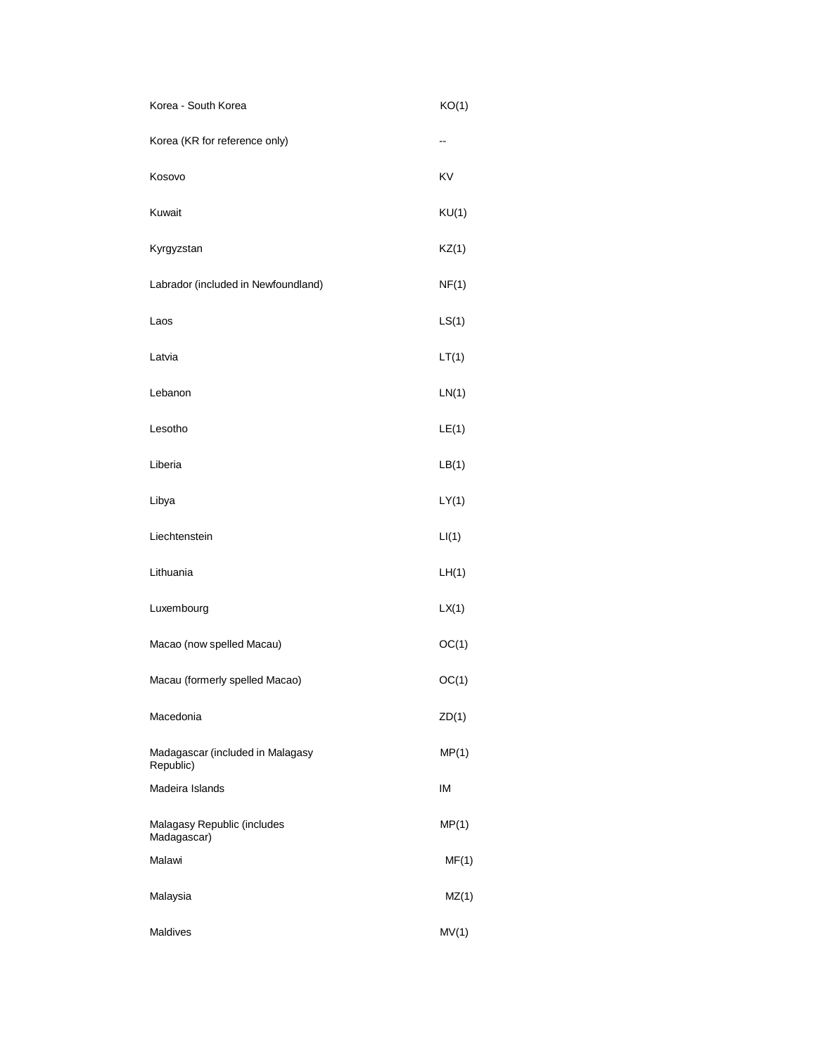| | |
|---|---|
| Korea - South Korea | KO(1) |
| Korea (KR for reference only) | -- |
| Kosovo | KV |
| Kuwait | KU(1) |
| Kyrgyzstan | KZ(1) |
| Labrador (included in Newfoundland) | NF(1) |
| Laos | LS(1) |
| Latvia | LT(1) |
| Lebanon | LN(1) |
| Lesotho | LE(1) |
| Liberia | LB(1) |
| Libya | LY(1) |
| Liechtenstein | LI(1) |
| Lithuania | LH(1) |
| Luxembourg | LX(1) |
| Macao (now spelled Macau) | OC(1) |
| Macau (formerly spelled Macao) | OC(1) |
| Macedonia | ZD(1) |
| Madagascar (included in Malagasy Republic) | MP(1) |
| Madeira Islands | IM |
| Malagasy Republic (includes Madagascar) | MP(1) |
| Malawi | MF(1) |
| Malaysia | MZ(1) |
| Maldives | MV(1) |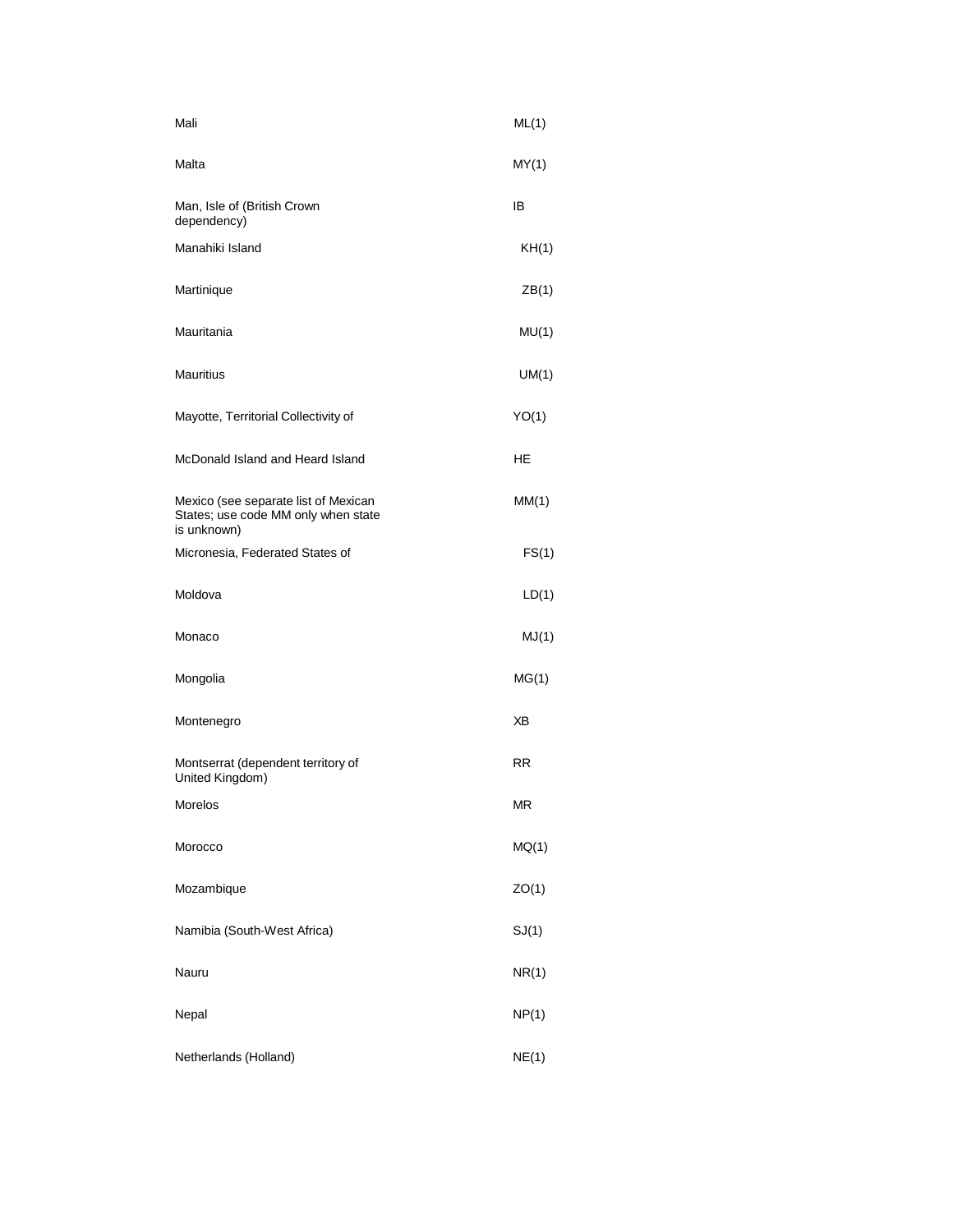| | |
|---|---|
| Mali | ML(1) |
| Malta | MY(1) |
| Man, Isle of (British Crown dependency) | IB |
| Manahiki Island | KH(1) |
| Martinique | ZB(1) |
| Mauritania | MU(1) |
| Mauritius | UM(1) |
| Mayotte, Territorial Collectivity of | YO(1) |
| McDonald Island and Heard Island | HE |
| Mexico (see separate list of Mexican States; use code MM only when state is unknown) | MM(1) |
| Micronesia, Federated States of | FS(1) |
| Moldova | LD(1) |
| Monaco | MJ(1) |
| Mongolia | MG(1) |
| Montenegro | XB |
| Montserrat (dependent territory of United Kingdom) | RR |
| Morelos | MR |
| Morocco | MQ(1) |
| Mozambique | ZO(1) |
| Namibia (South-West Africa) | SJ(1) |
| Nauru | NR(1) |
| Nepal | NP(1) |
| Netherlands (Holland) | NE(1) |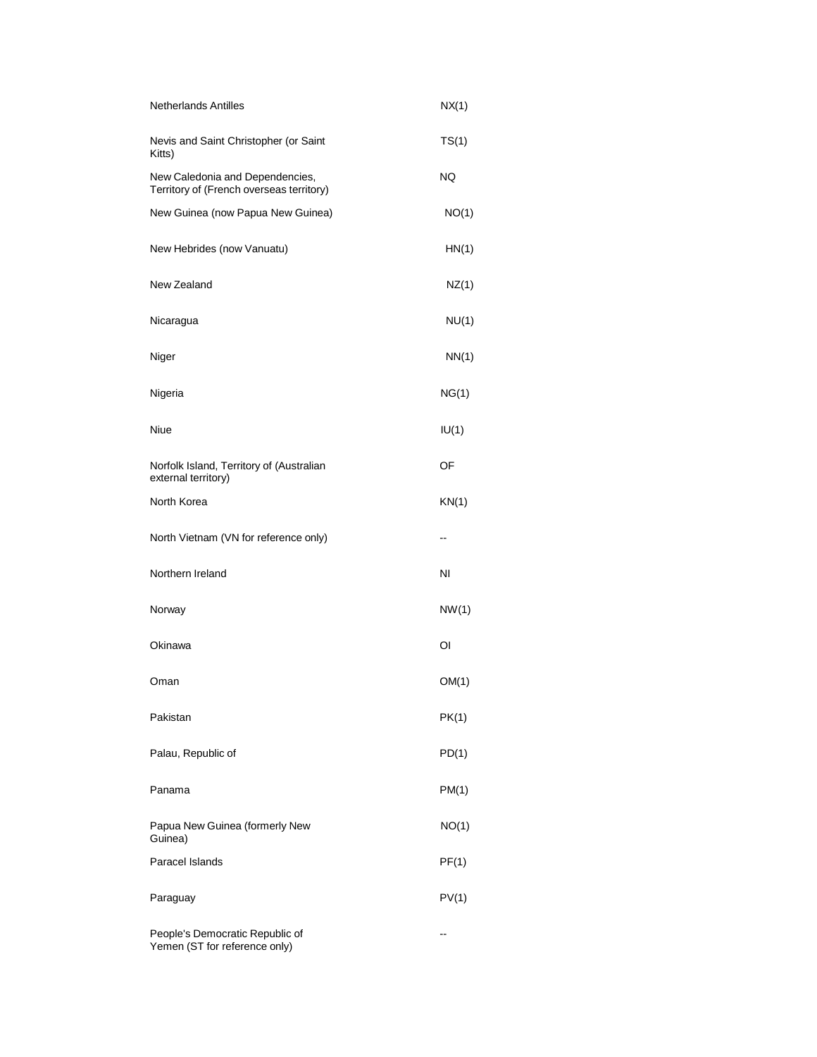| | |
|---|---|
| Netherlands Antilles | NX(1) |
| Nevis and Saint Christopher (or Saint Kitts) | TS(1) |
| New Caledonia and Dependencies, Territory of (French overseas territory) | NQ |
| New Guinea (now Papua New Guinea) | NO(1) |
| New Hebrides (now Vanuatu) | HN(1) |
| New Zealand | NZ(1) |
| Nicaragua | NU(1) |
| Niger | NN(1) |
| Nigeria | NG(1) |
| Niue | IU(1) |
| Norfolk Island, Territory of (Australian external territory) | OF |
| North Korea | KN(1) |
| North Vietnam (VN for reference only) | -- |
| Northern Ireland | NI |
| Norway | NW(1) |
| Okinawa | OI |
| Oman | OM(1) |
| Pakistan | PK(1) |
| Palau, Republic of | PD(1) |
| Panama | PM(1) |
| Papua New Guinea (formerly New Guinea) | NO(1) |
| Paracel Islands | PF(1) |
| Paraguay | PV(1) |
| People's Democratic Republic of Yemen (ST for reference only) | -- |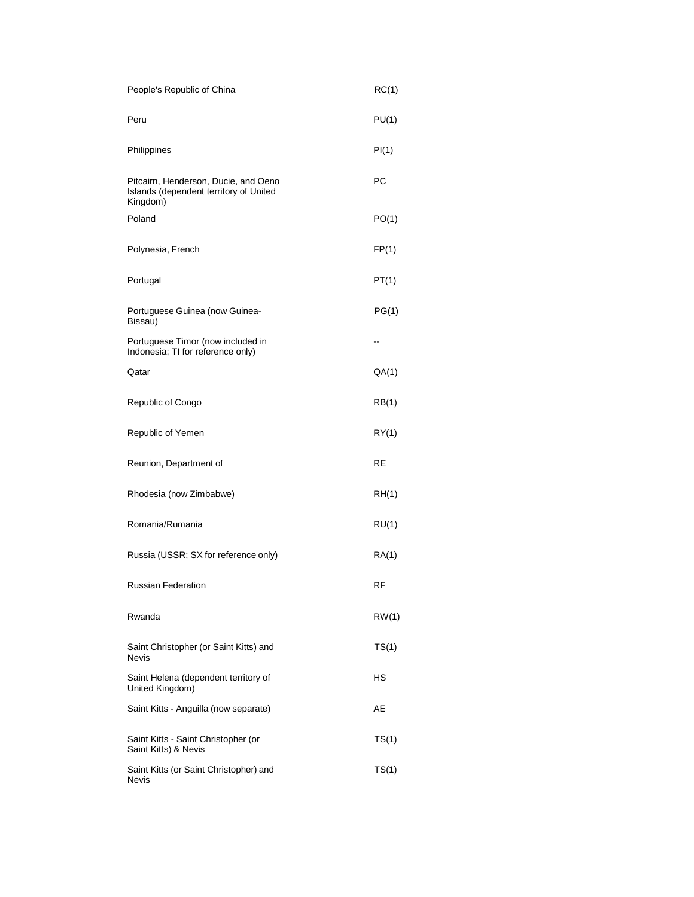| | |
|---|---|
| People's Republic of China | RC(1) |
| Peru | PU(1) |
| Philippines | PI(1) |
| Pitcairn, Henderson, Ducie, and Oeno Islands (dependent territory of United Kingdom) | PC |
| Poland | PO(1) |
| Polynesia, French | FP(1) |
| Portugal | PT(1) |
| Portuguese Guinea (now Guinea-Bissau) | PG(1) |
| Portuguese Timor (now included in Indonesia; TI for reference only) | -- |
| Qatar | QA(1) |
| Republic of Congo | RB(1) |
| Republic of Yemen | RY(1) |
| Reunion, Department of | RE |
| Rhodesia (now Zimbabwe) | RH(1) |
| Romania/Rumania | RU(1) |
| Russia (USSR; SX for reference only) | RA(1) |
| Russian Federation | RF |
| Rwanda | RW(1) |
| Saint Christopher (or Saint Kitts) and Nevis | TS(1) |
| Saint Helena (dependent territory of United Kingdom) | HS |
| Saint Kitts - Anguilla (now separate) | AE |
| Saint Kitts - Saint Christopher (or Saint Kitts) & Nevis | TS(1) |
| Saint Kitts (or Saint Christopher) and Nevis | TS(1) |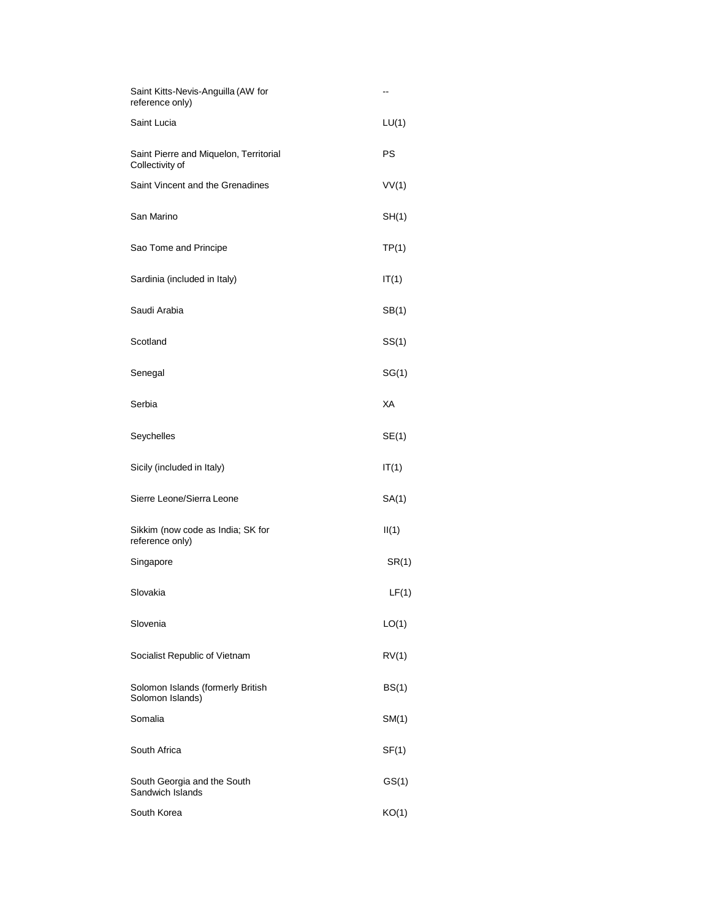| | |
|---|---|
| Saint Kitts-Nevis-Anguilla (AW for reference only) | -- |
| Saint Lucia | LU(1) |
| Saint Pierre and Miquelon, Territorial Collectivity of | PS |
| Saint Vincent and the Grenadines | VV(1) |
| San Marino | SH(1) |
| Sao Tome and Principe | TP(1) |
| Sardinia (included in Italy) | IT(1) |
| Saudi Arabia | SB(1) |
| Scotland | SS(1) |
| Senegal | SG(1) |
| Serbia | XA |
| Seychelles | SE(1) |
| Sicily (included in Italy) | IT(1) |
| Sierre Leone/Sierra Leone | SA(1) |
| Sikkim (now code as India; SK for reference only) | II(1) |
| Singapore | SR(1) |
| Slovakia | LF(1) |
| Slovenia | LO(1) |
| Socialist Republic of Vietnam | RV(1) |
| Solomon Islands (formerly British Solomon Islands) | BS(1) |
| Somalia | SM(1) |
| South Africa | SF(1) |
| South Georgia and the South Sandwich Islands | GS(1) |
| South Korea | KO(1) |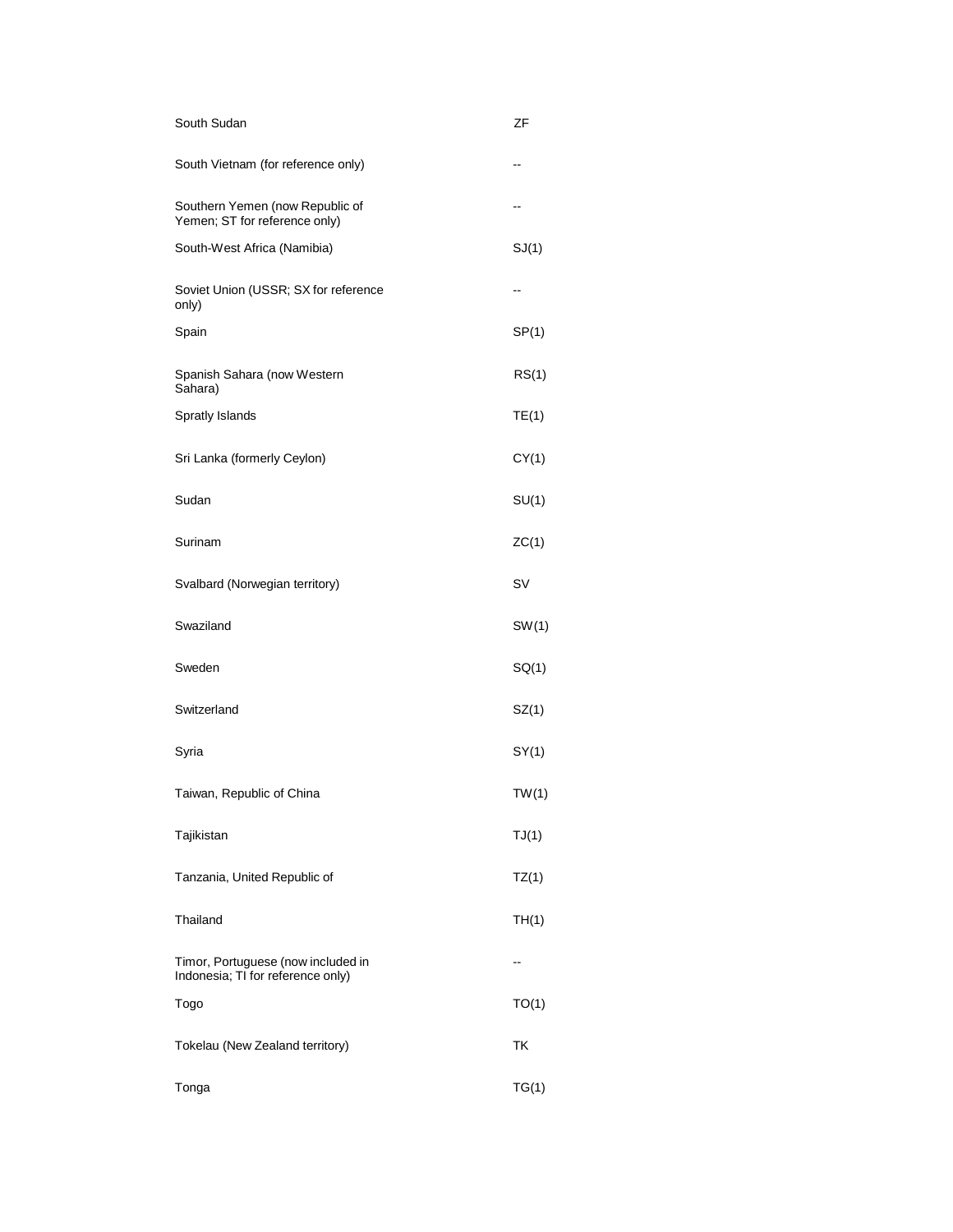| | |
|---|---|
| South Sudan | ZF |
| South Vietnam (for reference only) | -- |
| Southern Yemen (now Republic of Yemen; ST for reference only) | -- |
| South-West Africa (Namibia) | SJ(1) |
| Soviet Union (USSR; SX for reference only) | -- |
| Spain | SP(1) |
| Spanish Sahara (now Western Sahara) | RS(1) |
| Spratly Islands | TE(1) |
| Sri Lanka (formerly Ceylon) | CY(1) |
| Sudan | SU(1) |
| Surinam | ZC(1) |
| Svalbard (Norwegian territory) | SV |
| Swaziland | SW(1) |
| Sweden | SQ(1) |
| Switzerland | SZ(1) |
| Syria | SY(1) |
| Taiwan, Republic of China | TW(1) |
| Tajikistan | TJ(1) |
| Tanzania, United Republic of | TZ(1) |
| Thailand | TH(1) |
| Timor, Portuguese (now included in Indonesia; TI for reference only) | -- |
| Togo | TO(1) |
| Tokelau (New Zealand territory) | TK |
| Tonga | TG(1) |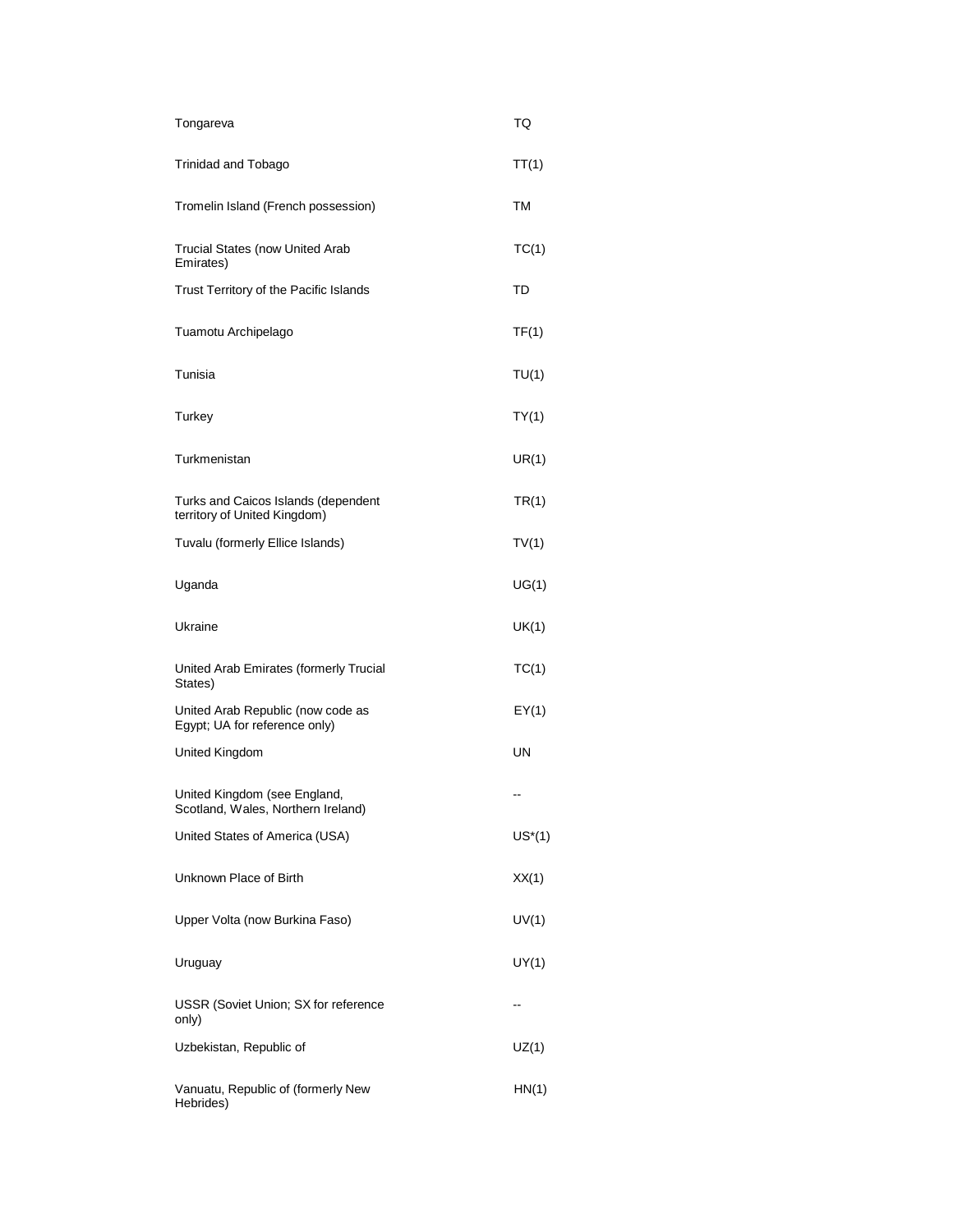| | |
|---|---|
| Tongareva | TQ |
| Trinidad and Tobago | TT(1) |
| Tromelin Island (French possession) | TM |
| Trucial States (now United Arab Emirates) | TC(1) |
| Trust Territory of the Pacific Islands | TD |
| Tuamotu Archipelago | TF(1) |
| Tunisia | TU(1) |
| Turkey | TY(1) |
| Turkmenistan | UR(1) |
| Turks and Caicos Islands (dependent territory of United Kingdom) | TR(1) |
| Tuvalu (formerly Ellice Islands) | TV(1) |
| Uganda | UG(1) |
| Ukraine | UK(1) |
| United Arab Emirates (formerly Trucial States) | TC(1) |
| United Arab Republic (now code as Egypt; UA for reference only) | EY(1) |
| United Kingdom | UN |
| United Kingdom (see England, Scotland, Wales, Northern Ireland) | -- |
| United States of America (USA) | US*(1) |
| Unknown Place of Birth | XX(1) |
| Upper Volta (now Burkina Faso) | UV(1) |
| Uruguay | UY(1) |
| USSR (Soviet Union; SX for reference only) | -- |
| Uzbekistan, Republic of | UZ(1) |
| Vanuatu, Republic of (formerly New Hebrides) | HN(1) |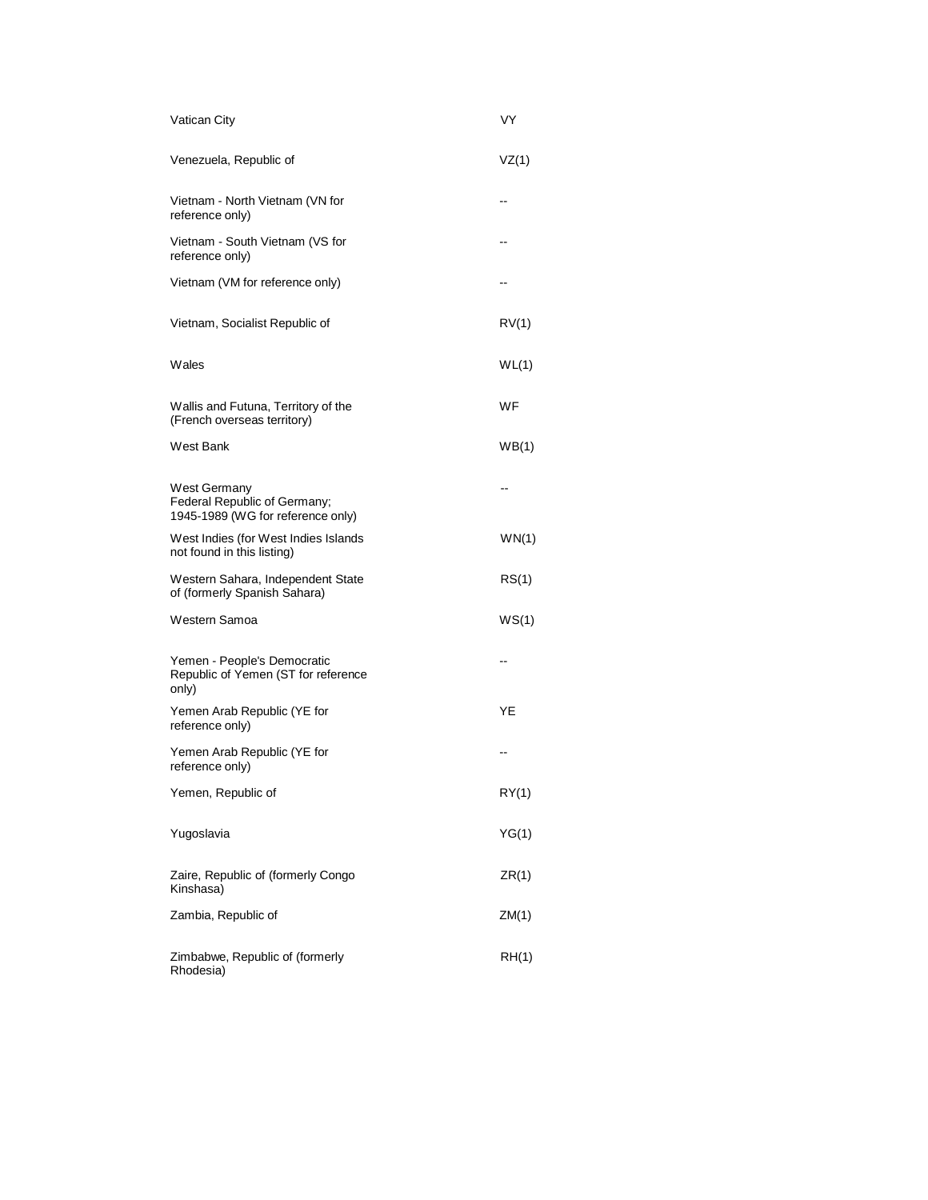| | |
|---|---|
| Vatican City | VY |
| Venezuela, Republic of | VZ(1) |
| Vietnam - North Vietnam (VN for reference only) | -- |
| Vietnam - South Vietnam (VS for reference only) | -- |
| Vietnam (VM for reference only) | -- |
| Vietnam, Socialist Republic of | RV(1) |
| Wales | WL(1) |
| Wallis and Futuna, Territory of the (French overseas territory) | WF |
| West Bank | WB(1) |
| West Germany Federal Republic of Germany; 1945-1989 (WG for reference only) | -- |
| West Indies (for West Indies Islands not found in this listing) | WN(1) |
| Western Sahara, Independent State of (formerly Spanish Sahara) | RS(1) |
| Western Samoa | WS(1) |
| Yemen - People's Democratic Republic of Yemen (ST for reference only) | -- |
| Yemen Arab Republic (YE for reference only) | YE |
| Yemen Arab Republic (YE for reference only) | -- |
| Yemen, Republic of | RY(1) |
| Yugoslavia | YG(1) |
| Zaire, Republic of (formerly Congo Kinshasa) | ZR(1) |
| Zambia, Republic of | ZM(1) |
| Zimbabwe, Republic of (formerly Rhodesia) | RH(1) |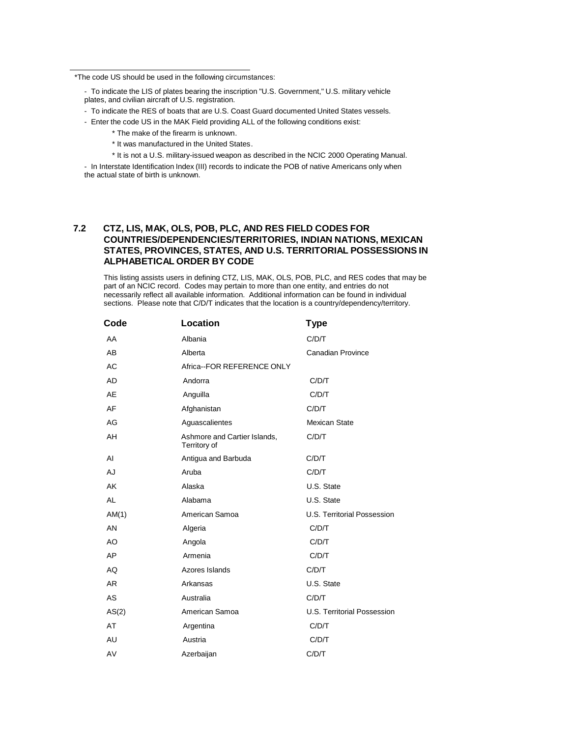*The code US should be used in the following circumstances:

- To indicate the LIS of plates bearing the inscription "U.S. Government," U.S. military vehicle plates, and civilian aircraft of U.S. registration.
- To indicate the RES of boats that are U.S. Coast Guard documented United States vessels.
- Enter the code US in the MAK Field providing ALL of the following conditions exist:
  * The make of the firearm is unknown.
  * It was manufactured in the United States.
  * It is not a U.S. military-issued weapon as described in the NCIC 2000 Operating Manual.
- In Interstate Identification Index (III) records to indicate the POB of native Americans only when the actual state of birth is unknown.

## 7.2 CTZ, LIS, MAK, OLS, POB, PLC, AND RES FIELD CODES FOR COUNTRIES/DEPENDENCIES/TERRITORIES, INDIAN NATIONS, MEXICAN STATES, PROVINCES, STATES, AND U.S. TERRITORIAL POSSESSIONS IN ALPHABETICAL ORDER BY CODE

This listing assists users in defining CTZ, LIS, MAK, OLS, POB, PLC, and RES codes that may be part of an NCIC record. Codes may pertain to more than one entity, and entries do not necessarily reflect all available information. Additional information can be found in individual sections. Please note that C/D/T indicates that the location is a country/dependency/territory.

| Code | Location | Type |
|---|---|---|
| AA | Albania | C/D/T |
| AB | Alberta | Canadian Province |
| AC | Africa--FOR REFERENCE ONLY | |
| AD | Andorra | C/D/T |
| AE | Anguilla | C/D/T |
| AF | Afghanistan | C/D/T |
| AG | Aguascalientes | Mexican State |
| AH | Ashmore and Cartier Islands, Territory of | C/D/T |
| AI | Antigua and Barbuda | C/D/T |
| AJ | Aruba | C/D/T |
| AK | Alaska | U.S. State |
| AL | Alabama | U.S. State |
| AM(1) | American Samoa | U.S. Territorial Possession |
| AN | Algeria | C/D/T |
| AO | Angola | C/D/T |
| AP | Armenia | C/D/T |
| AQ | Azores Islands | C/D/T |
| AR | Arkansas | U.S. State |
| AS | Australia | C/D/T |
| AS(2) | American Samoa | U.S. Territorial Possession |
| AT | Argentina | C/D/T |
| AU | Austria | C/D/T |
| AV | Azerbaijan | C/D/T |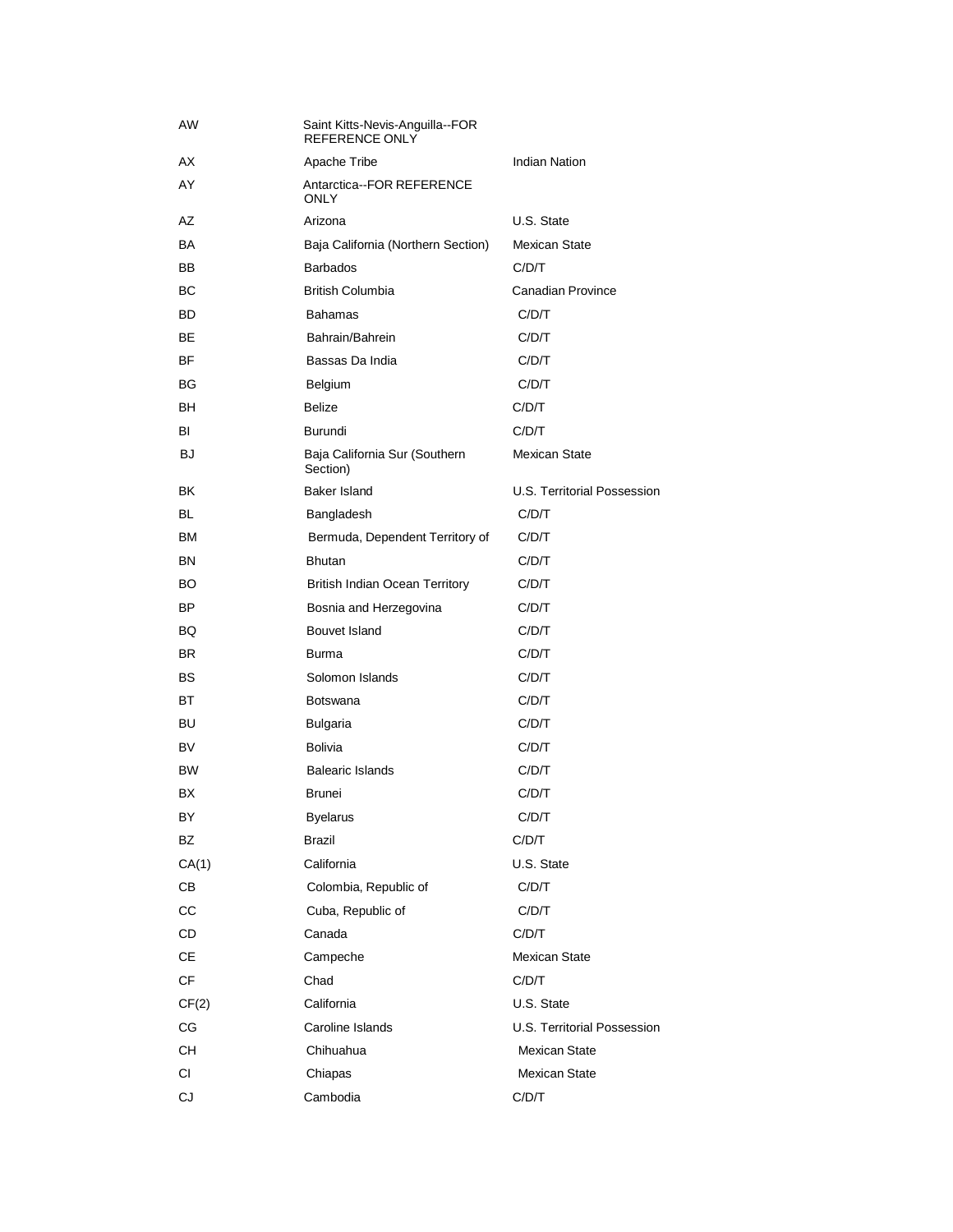| | | |
|---|---|---|
| AW | Saint Kitts-Nevis-Anguilla--FOR REFERENCE ONLY | |
| AX | Apache Tribe | Indian Nation |
| AY | Antarctica--FOR REFERENCE ONLY | |
| AZ | Arizona | U.S. State |
| BA | Baja California (Northern Section) | Mexican State |
| BB | Barbados | C/D/T |
| BC | British Columbia | Canadian Province |
| BD | Bahamas | C/D/T |
| BE | Bahrain/Bahrein | C/D/T |
| BF | Bassas Da India | C/D/T |
| BG | Belgium | C/D/T |
| BH | Belize | C/D/T |
| BI | Burundi | C/D/T |
| BJ | Baja California Sur (Southern Section) | Mexican State |
| BK | Baker Island | U.S. Territorial Possession |
| BL | Bangladesh | C/D/T |
| BM | Bermuda, Dependent Territory of | C/D/T |
| BN | Bhutan | C/D/T |
| BO | British Indian Ocean Territory | C/D/T |
| BP | Bosnia and Herzegovina | C/D/T |
| BQ | Bouvet Island | C/D/T |
| BR | Burma | C/D/T |
| BS | Solomon Islands | C/D/T |
| BT | Botswana | C/D/T |
| BU | Bulgaria | C/D/T |
| BV | Bolivia | C/D/T |
| BW | Balearic Islands | C/D/T |
| BX | Brunei | C/D/T |
| BY | Byelarus | C/D/T |
| BZ | Brazil | C/D/T |
| CA(1) | California | U.S. State |
| CB | Colombia, Republic of | C/D/T |
| CC | Cuba, Republic of | C/D/T |
| CD | Canada | C/D/T |
| CE | Campeche | Mexican State |
| CF | Chad | C/D/T |
| CF(2) | California | U.S. State |
| CG | Caroline Islands | U.S. Territorial Possession |
| CH | Chihuahua | Mexican State |
| CI | Chiapas | Mexican State |
| CJ | Cambodia | C/D/T |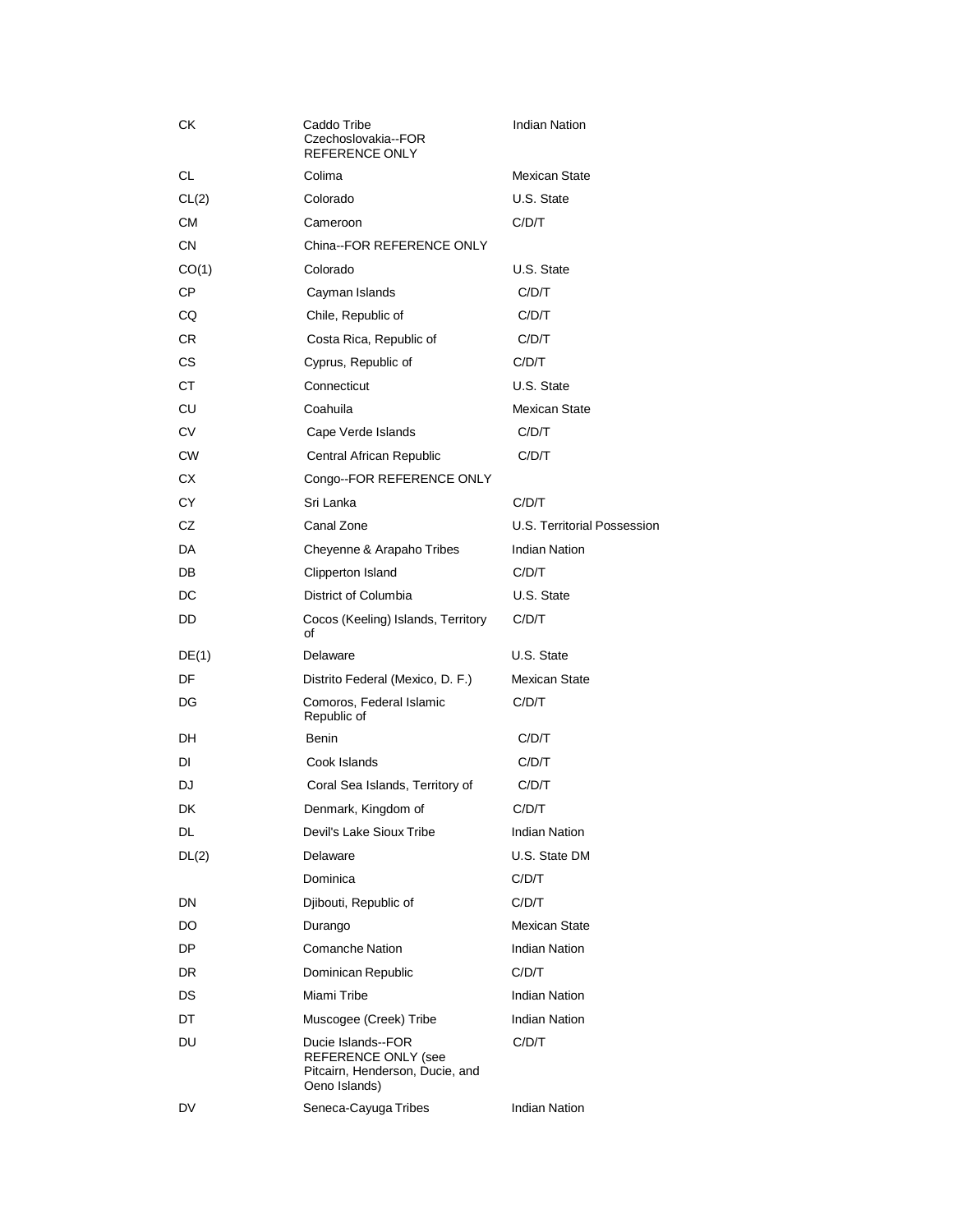| | | |
|---|---|---|
| CK | Caddo Tribe<br>Czechoslovakia--FOR REFERENCE ONLY | Indian Nation |
| CL | Colima | Mexican State |
| CL(2) | Colorado | U.S. State |
| CM | Cameroon | C/D/T |
| CN | China--FOR REFERENCE ONLY | |
| CO(1) | Colorado | U.S. State |
| CP | Cayman Islands | C/D/T |
| CQ | Chile, Republic of | C/D/T |
| CR | Costa Rica, Republic of | C/D/T |
| CS | Cyprus, Republic of | C/D/T |
| CT | Connecticut | U.S. State |
| CU | Coahuila | Mexican State |
| CV | Cape Verde Islands | C/D/T |
| CW | Central African Republic | C/D/T |
| CX | Congo--FOR REFERENCE ONLY | |
| CY | Sri Lanka | C/D/T |
| CZ | Canal Zone | U.S. Territorial Possession |
| DA | Cheyenne & Arapaho Tribes | Indian Nation |
| DB | Clipperton Island | C/D/T |
| DC | District of Columbia | U.S. State |
| DD | Cocos (Keeling) Islands, Territory of | C/D/T |
| DE(1) | Delaware | U.S. State |
| DF | Distrito Federal (Mexico, D. F.) | Mexican State |
| DG | Comoros, Federal Islamic Republic of | C/D/T |
| DH | Benin | C/D/T |
| DI | Cook Islands | C/D/T |
| DJ | Coral Sea Islands, Territory of | C/D/T |
| DK | Denmark, Kingdom of | C/D/T |
| DL | Devil's Lake Sioux Tribe | Indian Nation |
| DL(2) | Delaware | U.S. State DM |
| | Dominica | C/D/T |
| DN | Djibouti, Republic of | C/D/T |
| DO | Durango | Mexican State |
| DP | Comanche Nation | Indian Nation |
| DR | Dominican Republic | C/D/T |
| DS | Miami Tribe | Indian Nation |
| DT | Muscogee (Creek) Tribe | Indian Nation |
| DU | Ducie Islands--FOR REFERENCE ONLY (see Pitcairn, Henderson, Ducie, and Oeno Islands) | C/D/T |
| DV | Seneca-Cayuga Tribes | Indian Nation |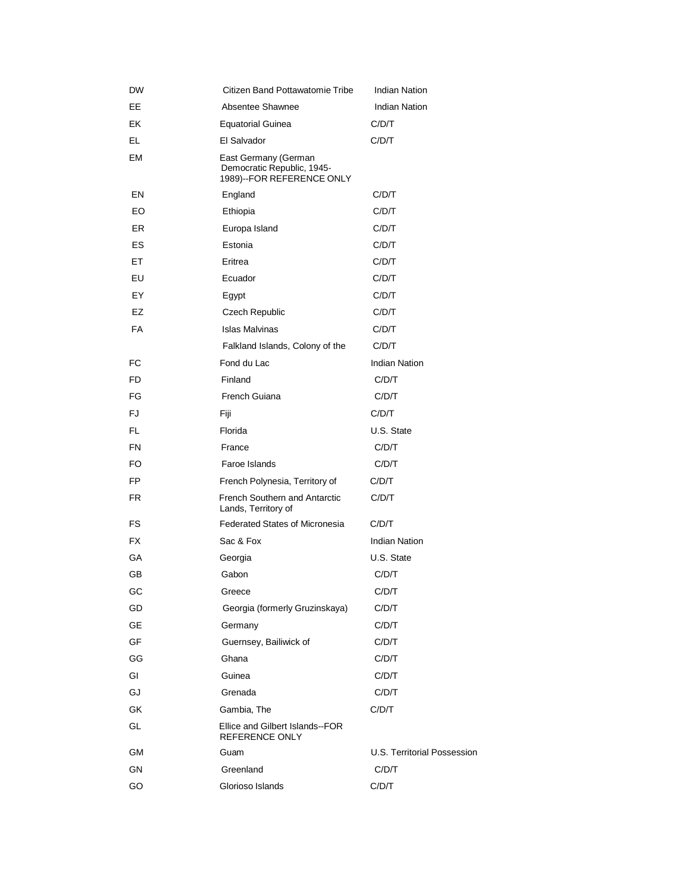| | | |
|---|---|---|
| DW | Citizen Band Pottawatomie Tribe | Indian Nation |
| EE | Absentee Shawnee | Indian Nation |
| EK | Equatorial Guinea | C/D/T |
| EL | El Salvador | C/D/T |
| EM | East Germany (German Democratic Republic, 1945-1989)--FOR REFERENCE ONLY | |
| EN | England | C/D/T |
| EO | Ethiopia | C/D/T |
| ER | Europa Island | C/D/T |
| ES | Estonia | C/D/T |
| ET | Eritrea | C/D/T |
| EU | Ecuador | C/D/T |
| EY | Egypt | C/D/T |
| EZ | Czech Republic | C/D/T |
| FA | Islas Malvinas | C/D/T |
| | Falkland Islands, Colony of the | C/D/T |
| FC | Fond du Lac | Indian Nation |
| FD | Finland | C/D/T |
| FG | French Guiana | C/D/T |
| FJ | Fiji | C/D/T |
| FL | Florida | U.S. State |
| FN | France | C/D/T |
| FO | Faroe Islands | C/D/T |
| FP | French Polynesia, Territory of | C/D/T |
| FR | French Southern and Antarctic Lands, Territory of | C/D/T |
| FS | Federated States of Micronesia | C/D/T |
| FX | Sac & Fox | Indian Nation |
| GA | Georgia | U.S. State |
| GB | Gabon | C/D/T |
| GC | Greece | C/D/T |
| GD | Georgia (formerly Gruzinskaya) | C/D/T |
| GE | Germany | C/D/T |
| GF | Guernsey, Bailiwick of | C/D/T |
| GG | Ghana | C/D/T |
| GI | Guinea | C/D/T |
| GJ | Grenada | C/D/T |
| GK | Gambia, The | C/D/T |
| GL | Ellice and Gilbert Islands--FOR REFERENCE ONLY | |
| GM | Guam | U.S. Territorial Possession |
| GN | Greenland | C/D/T |
| GO | Glorioso Islands | C/D/T |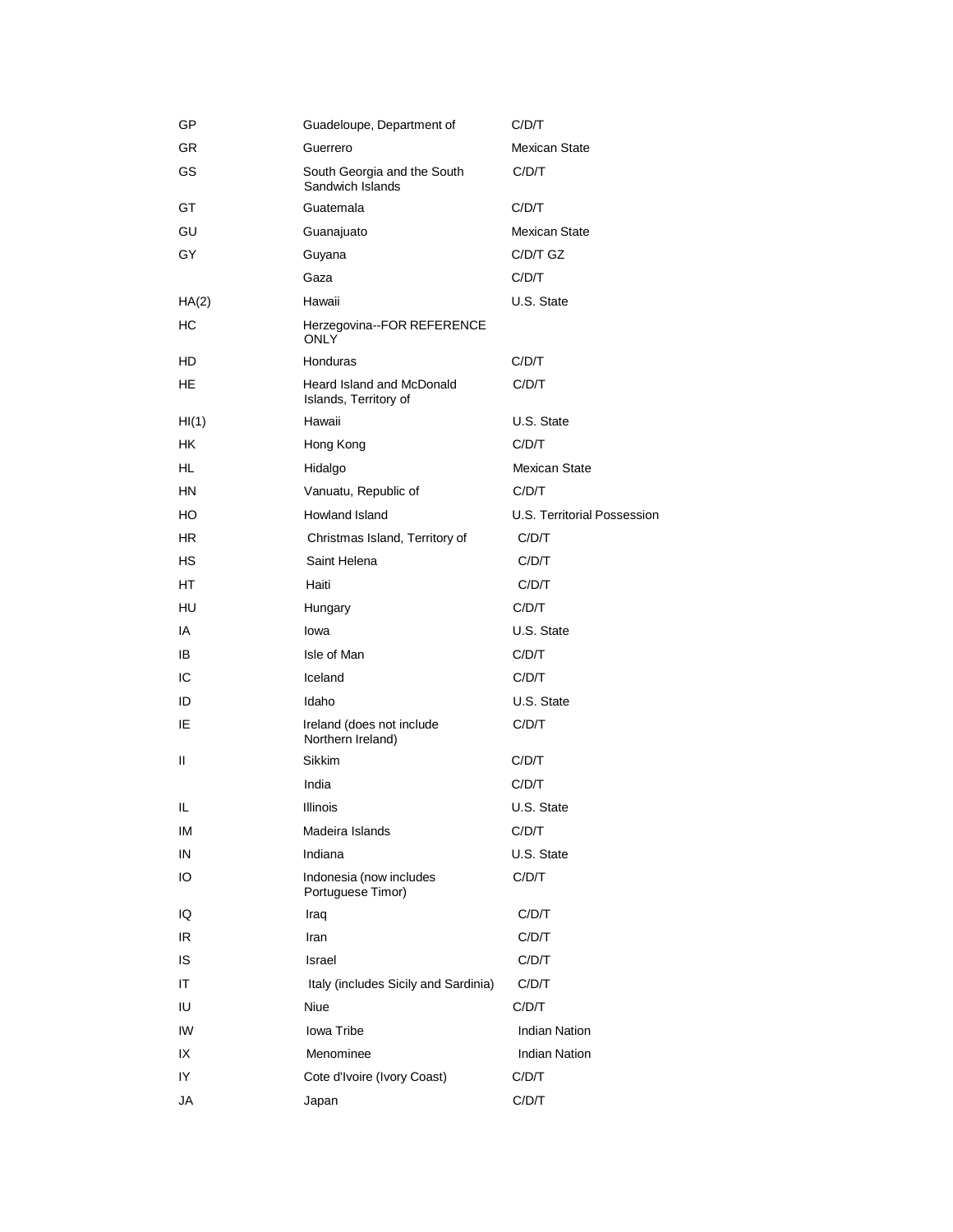| | | |
|---|---|---|
| GP | Guadeloupe, Department of | C/D/T |
| GR | Guerrero | Mexican State |
| GS | South Georgia and the South Sandwich Islands | C/D/T |
| GT | Guatemala | C/D/T |
| GU | Guanajuato | Mexican State |
| GY | Guyana | C/D/T GZ |
| | Gaza | C/D/T |
| HA(2) | Hawaii | U.S. State |
| HC | Herzegovina--FOR REFERENCE ONLY | |
| HD | Honduras | C/D/T |
| HE | Heard Island and McDonald Islands, Territory of | C/D/T |
| HI(1) | Hawaii | U.S. State |
| HK | Hong Kong | C/D/T |
| HL | Hidalgo | Mexican State |
| HN | Vanuatu, Republic of | C/D/T |
| HO | Howland Island | U.S. Territorial Possession |
| HR | Christmas Island, Territory of | C/D/T |
| HS | Saint Helena | C/D/T |
| HT | Haiti | C/D/T |
| HU | Hungary | C/D/T |
| IA | Iowa | U.S. State |
| IB | Isle of Man | C/D/T |
| IC | Iceland | C/D/T |
| ID | Idaho | U.S. State |
| IE | Ireland (does not include Northern Ireland) | C/D/T |
| II | Sikkim | C/D/T |
| | India | C/D/T |
| IL | Illinois | U.S. State |
| IM | Madeira Islands | C/D/T |
| IN | Indiana | U.S. State |
| IO | Indonesia (now includes Portuguese Timor) | C/D/T |
| IQ | Iraq | C/D/T |
| IR | Iran | C/D/T |
| IS | Israel | C/D/T |
| IT | Italy (includes Sicily and Sardinia) | C/D/T |
| IU | Niue | C/D/T |
| IW | Iowa Tribe | Indian Nation |
| IX | Menominee | Indian Nation |
| IY | Cote d'Ivoire (Ivory Coast) | C/D/T |
| JA | Japan | C/D/T |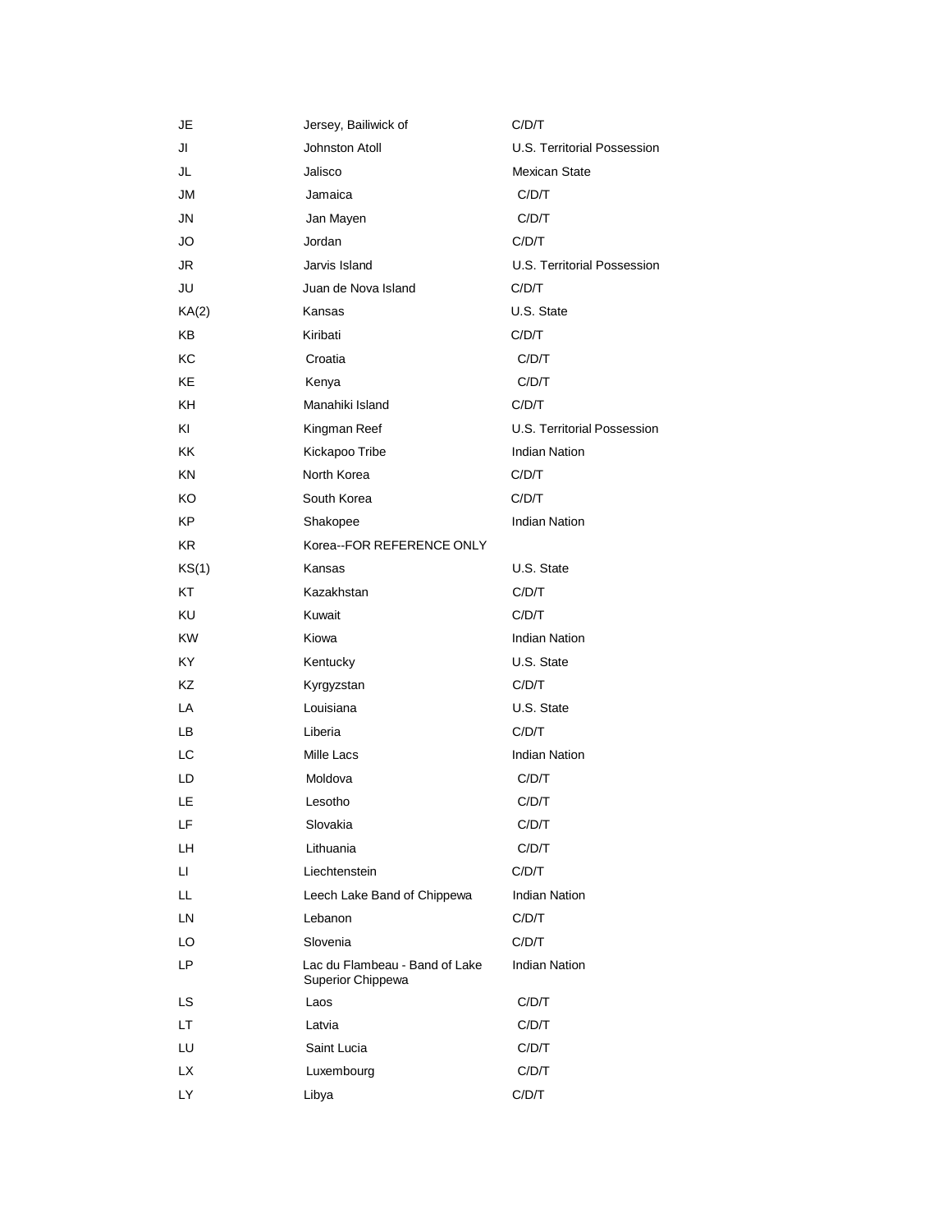| | | |
|---|---|---|
| JE | Jersey, Bailiwick of | C/D/T |
| JI | Johnston Atoll | U.S. Territorial Possession |
| JL | Jalisco | Mexican State |
| JM | Jamaica | C/D/T |
| JN | Jan Mayen | C/D/T |
| JO | Jordan | C/D/T |
| JR | Jarvis Island | U.S. Territorial Possession |
| JU | Juan de Nova Island | C/D/T |
| KA(2) | Kansas | U.S. State |
| KB | Kiribati | C/D/T |
| KC | Croatia | C/D/T |
| KE | Kenya | C/D/T |
| KH | Manahiki Island | C/D/T |
| KI | Kingman Reef | U.S. Territorial Possession |
| KK | Kickapoo Tribe | Indian Nation |
| KN | North Korea | C/D/T |
| KO | South Korea | C/D/T |
| KP | Shakopee | Indian Nation |
| KR | Korea--FOR REFERENCE ONLY | |
| KS(1) | Kansas | U.S. State |
| KT | Kazakhstan | C/D/T |
| KU | Kuwait | C/D/T |
| KW | Kiowa | Indian Nation |
| KY | Kentucky | U.S. State |
| KZ | Kyrgyzstan | C/D/T |
| LA | Louisiana | U.S. State |
| LB | Liberia | C/D/T |
| LC | Mille Lacs | Indian Nation |
| LD | Moldova | C/D/T |
| LE | Lesotho | C/D/T |
| LF | Slovakia | C/D/T |
| LH | Lithuania | C/D/T |
| LI | Liechtenstein | C/D/T |
| LL | Leech Lake Band of Chippewa | Indian Nation |
| LN | Lebanon | C/D/T |
| LO | Slovenia | C/D/T |
| LP | Lac du Flambeau - Band of Lake Superior Chippewa | Indian Nation |
| LS | Laos | C/D/T |
| LT | Latvia | C/D/T |
| LU | Saint Lucia | C/D/T |
| LX | Luxembourg | C/D/T |
| LY | Libya | C/D/T |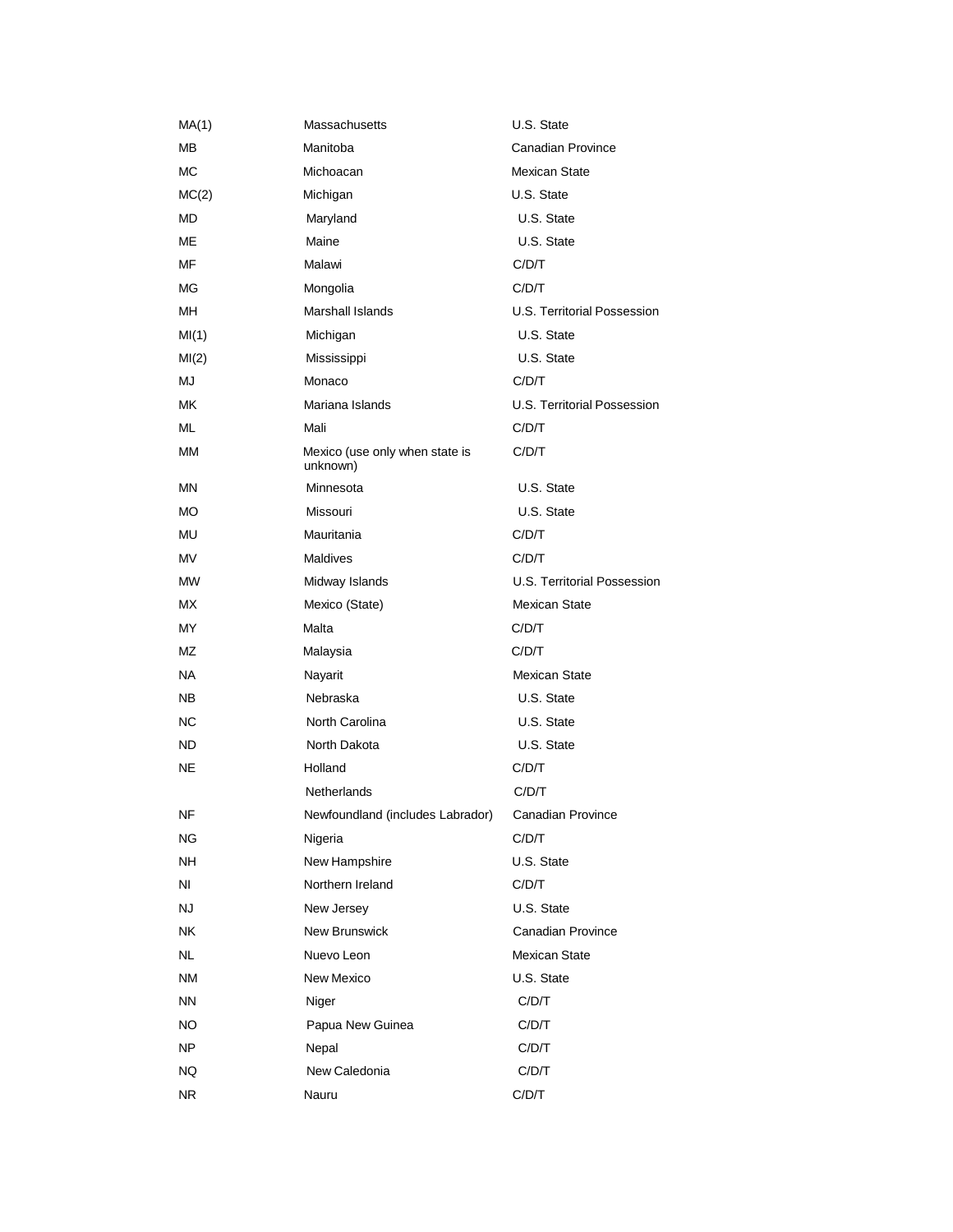| | | |
|---|---|---|
| MA(1) | Massachusetts | U.S. State |
| MB | Manitoba | Canadian Province |
| MC | Michoacan | Mexican State |
| MC(2) | Michigan | U.S. State |
| MD | Maryland | U.S. State |
| ME | Maine | U.S. State |
| MF | Malawi | C/D/T |
| MG | Mongolia | C/D/T |
| MH | Marshall Islands | U.S. Territorial Possession |
| MI(1) | Michigan | U.S. State |
| MI(2) | Mississippi | U.S. State |
| MJ | Monaco | C/D/T |
| MK | Mariana Islands | U.S. Territorial Possession |
| ML | Mali | C/D/T |
| MM | Mexico (use only when state is unknown) | C/D/T |
| MN | Minnesota | U.S. State |
| MO | Missouri | U.S. State |
| MU | Mauritania | C/D/T |
| MV | Maldives | C/D/T |
| MW | Midway Islands | U.S. Territorial Possession |
| MX | Mexico (State) | Mexican State |
| MY | Malta | C/D/T |
| MZ | Malaysia | C/D/T |
| NA | Nayarit | Mexican State |
| NB | Nebraska | U.S. State |
| NC | North Carolina | U.S. State |
| ND | North Dakota | U.S. State |
| NE | Holland | C/D/T |
| | Netherlands | C/D/T |
| NF | Newfoundland (includes Labrador) | Canadian Province |
| NG | Nigeria | C/D/T |
| NH | New Hampshire | U.S. State |
| NI | Northern Ireland | C/D/T |
| NJ | New Jersey | U.S. State |
| NK | New Brunswick | Canadian Province |
| NL | Nuevo Leon | Mexican State |
| NM | New Mexico | U.S. State |
| NN | Niger | C/D/T |
| NO | Papua New Guinea | C/D/T |
| NP | Nepal | C/D/T |
| NQ | New Caledonia | C/D/T |
| NR | Nauru | C/D/T |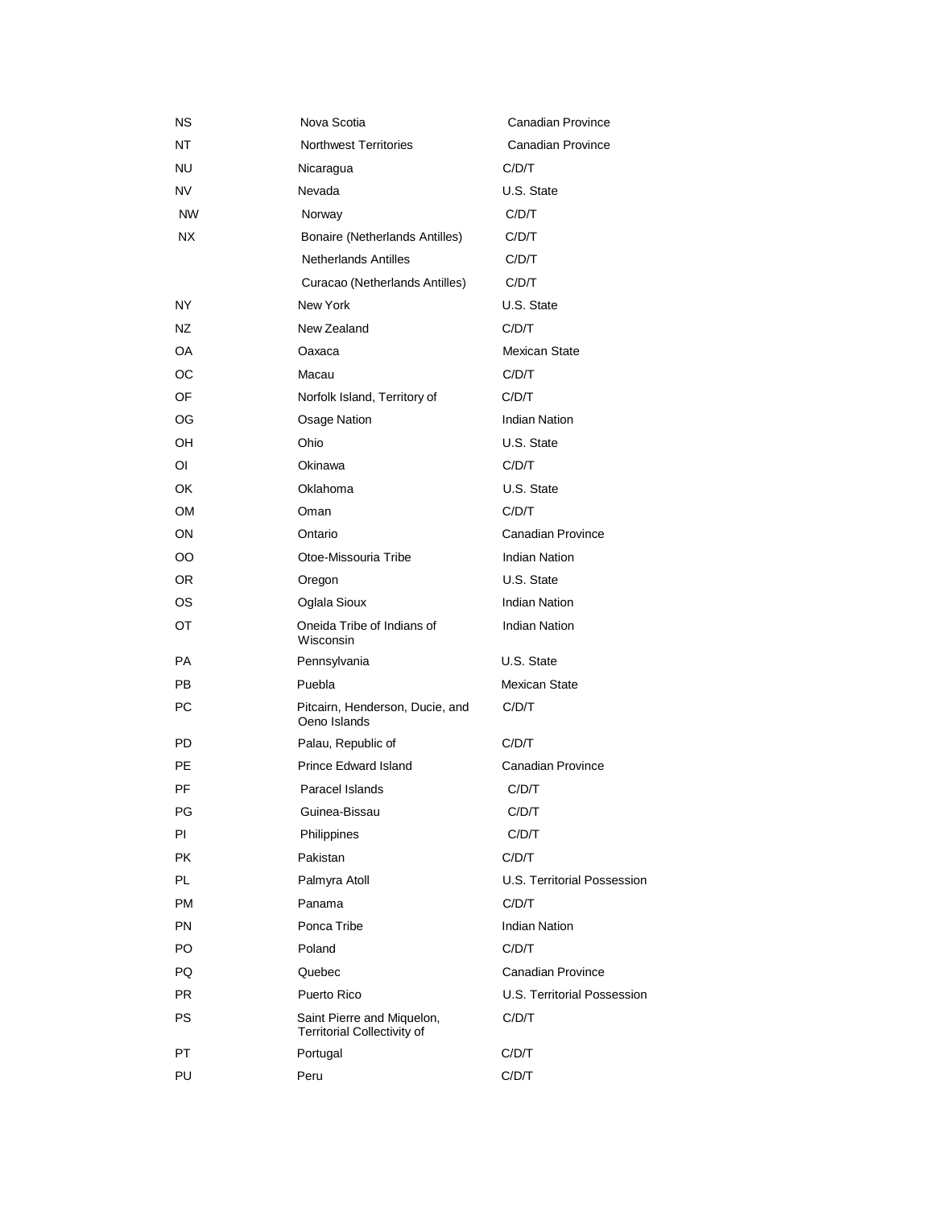| | | |
|---|---|---|
| NS | Nova Scotia | Canadian Province |
| NT | Northwest Territories | Canadian Province |
| NU | Nicaragua | C/D/T |
| NV | Nevada | U.S. State |
| NW | Norway | C/D/T |
| NX | Bonaire (Netherlands Antilles) | C/D/T |
| | Netherlands Antilles | C/D/T |
| | Curacao (Netherlands Antilles) | C/D/T |
| NY | New York | U.S. State |
| NZ | New Zealand | C/D/T |
| OA | Oaxaca | Mexican State |
| OC | Macau | C/D/T |
| OF | Norfolk Island, Territory of | C/D/T |
| OG | Osage Nation | Indian Nation |
| OH | Ohio | U.S. State |
| OI | Okinawa | C/D/T |
| OK | Oklahoma | U.S. State |
| OM | Oman | C/D/T |
| ON | Ontario | Canadian Province |
| OO | Otoe-Missouria Tribe | Indian Nation |
| OR | Oregon | U.S. State |
| OS | Oglala Sioux | Indian Nation |
| OT | Oneida Tribe of Indians of Wisconsin | Indian Nation |
| PA | Pennsylvania | U.S. State |
| PB | Puebla | Mexican State |
| PC | Pitcairn, Henderson, Ducie, and Oeno Islands | C/D/T |
| PD | Palau, Republic of | C/D/T |
| PE | Prince Edward Island | Canadian Province |
| PF | Paracel Islands | C/D/T |
| PG | Guinea-Bissau | C/D/T |
| PI | Philippines | C/D/T |
| PK | Pakistan | C/D/T |
| PL | Palmyra Atoll | U.S. Territorial Possession |
| PM | Panama | C/D/T |
| PN | Ponca Tribe | Indian Nation |
| PO | Poland | C/D/T |
| PQ | Quebec | Canadian Province |
| PR | Puerto Rico | U.S. Territorial Possession |
| PS | Saint Pierre and Miquelon, Territorial Collectivity of | C/D/T |
| PT | Portugal | C/D/T |
| PU | Peru | C/D/T |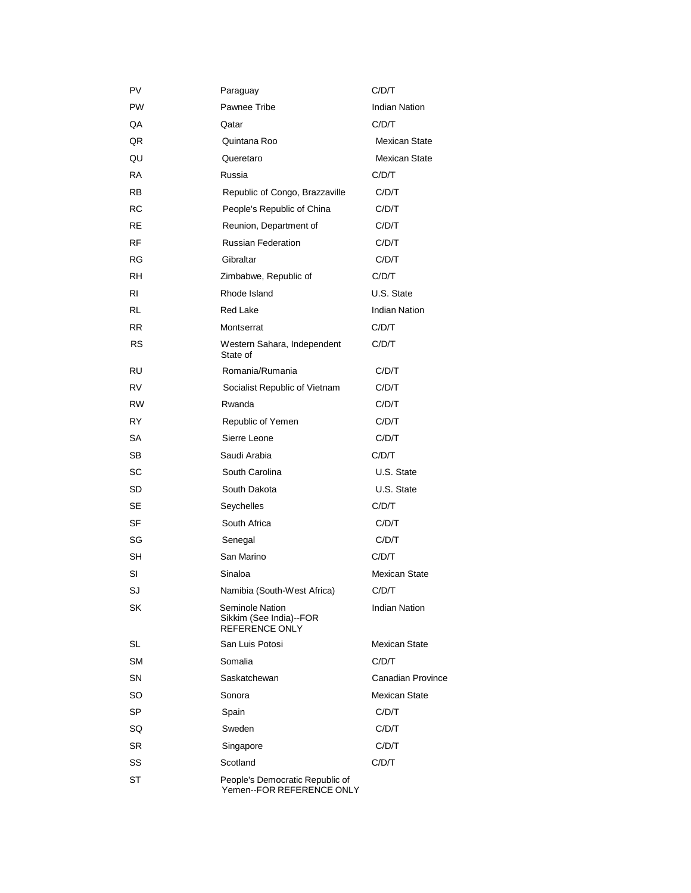| | | |
|---|---|---|
| PV | Paraguay | C/D/T |
| PW | Pawnee Tribe | Indian Nation |
| QA | Qatar | C/D/T |
| QR | Quintana Roo | Mexican State |
| QU | Queretaro | Mexican State |
| RA | Russia | C/D/T |
| RB | Republic of Congo, Brazzaville | C/D/T |
| RC | People's Republic of China | C/D/T |
| RE | Reunion, Department of | C/D/T |
| RF | Russian Federation | C/D/T |
| RG | Gibraltar | C/D/T |
| RH | Zimbabwe, Republic of | C/D/T |
| RI | Rhode Island | U.S. State |
| RL | Red Lake | Indian Nation |
| RR | Montserrat | C/D/T |
| RS | Western Sahara, Independent State of | C/D/T |
| RU | Romania/Rumania | C/D/T |
| RV | Socialist Republic of Vietnam | C/D/T |
| RW | Rwanda | C/D/T |
| RY | Republic of Yemen | C/D/T |
| SA | Sierre Leone | C/D/T |
| SB | Saudi Arabia | C/D/T |
| SC | South Carolina | U.S. State |
| SD | South Dakota | U.S. State |
| SE | Seychelles | C/D/T |
| SF | South Africa | C/D/T |
| SG | Senegal | C/D/T |
| SH | San Marino | C/D/T |
| SI | Sinaloa | Mexican State |
| SJ | Namibia (South-West Africa) | C/D/T |
| SK | Seminole Nation<br>Sikkim (See India)--FOR REFERENCE ONLY | Indian Nation |
| SL | San Luis Potosi | Mexican State |
| SM | Somalia | C/D/T |
| SN | Saskatchewan | Canadian Province |
| SO | Sonora | Mexican State |
| SP | Spain | C/D/T |
| SQ | Sweden | C/D/T |
| SR | Singapore | C/D/T |
| SS | Scotland | C/D/T |
| ST | People's Democratic Republic of Yemen--FOR REFERENCE ONLY | |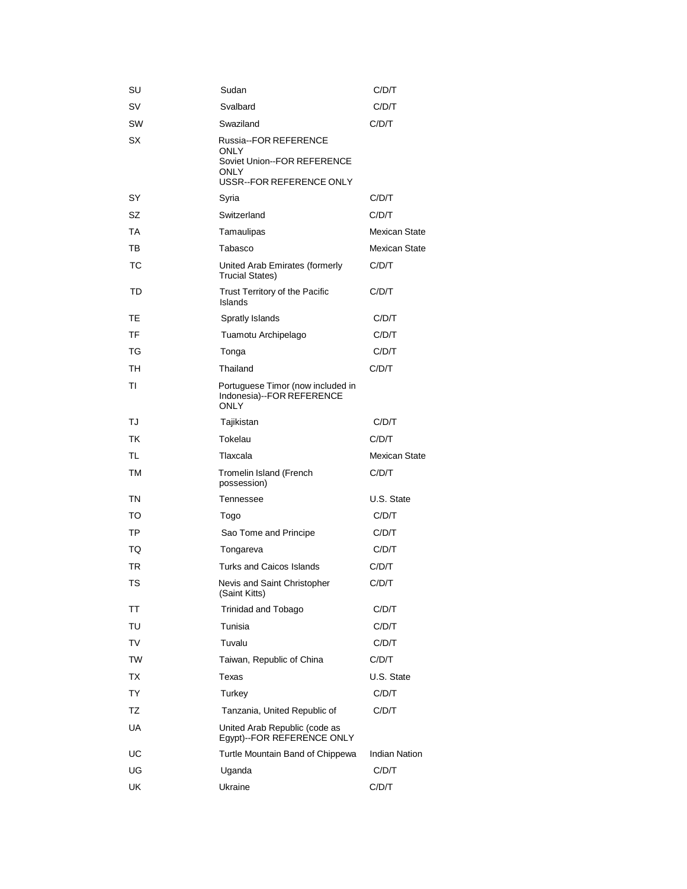| | | |
|---|---|---|
| SU | Sudan | C/D/T |
| SV | Svalbard | C/D/T |
| SW | Swaziland | C/D/T |
| SX | Russia--FOR REFERENCE ONLY<br>Soviet Union--FOR REFERENCE ONLY<br>USSR--FOR REFERENCE ONLY | |
| SY | Syria | C/D/T |
| SZ | Switzerland | C/D/T |
| TA | Tamaulipas | Mexican State |
| TB | Tabasco | Mexican State |
| TC | United Arab Emirates (formerly Trucial States) | C/D/T |
| TD | Trust Territory of the Pacific Islands | C/D/T |
| TE | Spratly Islands | C/D/T |
| TF | Tuamotu Archipelago | C/D/T |
| TG | Tonga | C/D/T |
| TH | Thailand | C/D/T |
| TI | Portuguese Timor (now included in Indonesia)--FOR REFERENCE ONLY | |
| TJ | Tajikistan | C/D/T |
| TK | Tokelau | C/D/T |
| TL | Tlaxcala | Mexican State |
| TM | Tromelin Island (French possession) | C/D/T |
| TN | Tennessee | U.S. State |
| TO | Togo | C/D/T |
| TP | Sao Tome and Principe | C/D/T |
| TQ | Tongareva | C/D/T |
| TR | Turks and Caicos Islands | C/D/T |
| TS | Nevis and Saint Christopher (Saint Kitts) | C/D/T |
| TT | Trinidad and Tobago | C/D/T |
| TU | Tunisia | C/D/T |
| TV | Tuvalu | C/D/T |
| TW | Taiwan, Republic of China | C/D/T |
| TX | Texas | U.S. State |
| TY | Turkey | C/D/T |
| TZ | Tanzania, United Republic of | C/D/T |
| UA | United Arab Republic (code as Egypt)--FOR REFERENCE ONLY | |
| UC | Turtle Mountain Band of Chippewa | Indian Nation |
| UG | Uganda | C/D/T |
| UK | Ukraine | C/D/T |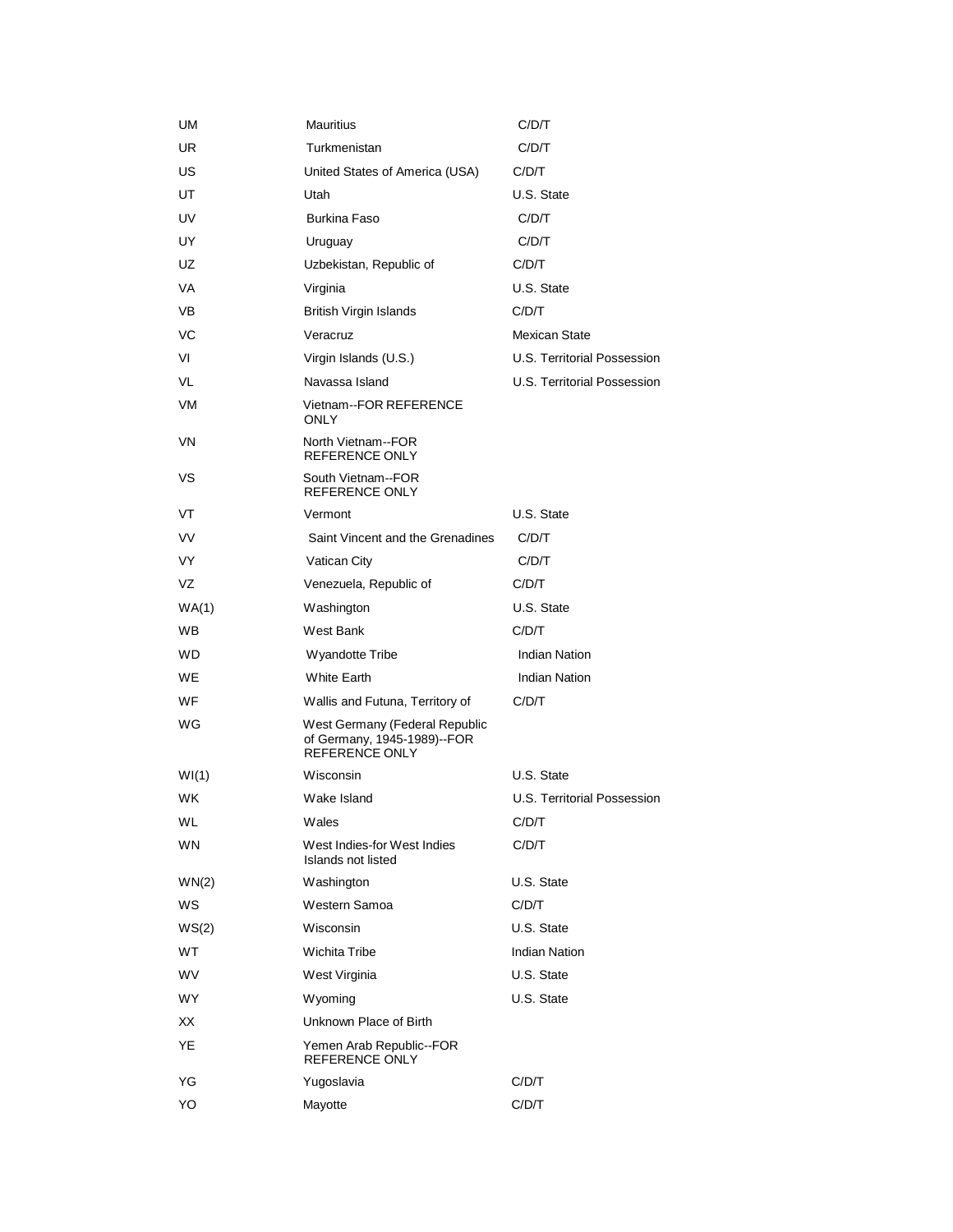| | | |
|---|---|---|
| UM | Mauritius | C/D/T |
| UR | Turkmenistan | C/D/T |
| US | United States of America (USA) | C/D/T |
| UT | Utah | U.S. State |
| UV | Burkina Faso | C/D/T |
| UY | Uruguay | C/D/T |
| UZ | Uzbekistan, Republic of | C/D/T |
| VA | Virginia | U.S. State |
| VB | British Virgin Islands | C/D/T |
| VC | Veracruz | Mexican State |
| VI | Virgin Islands (U.S.) | U.S. Territorial Possession |
| VL | Navassa Island | U.S. Territorial Possession |
| VM | Vietnam--FOR REFERENCE ONLY | |
| VN | North Vietnam--FOR REFERENCE ONLY | |
| VS | South Vietnam--FOR REFERENCE ONLY | |
| VT | Vermont | U.S. State |
| VV | Saint Vincent and the Grenadines | C/D/T |
| VY | Vatican City | C/D/T |
| VZ | Venezuela, Republic of | C/D/T |
| WA(1) | Washington | U.S. State |
| WB | West Bank | C/D/T |
| WD | Wyandotte Tribe | Indian Nation |
| WE | White Earth | Indian Nation |
| WF | Wallis and Futuna, Territory of | C/D/T |
| WG | West Germany (Federal Republic of Germany, 1945-1989)--FOR REFERENCE ONLY | |
| WI(1) | Wisconsin | U.S. State |
| WK | Wake Island | U.S. Territorial Possession |
| WL | Wales | C/D/T |
| WN | West Indies-for West Indies Islands not listed | C/D/T |
| WN(2) | Washington | U.S. State |
| WS | Western Samoa | C/D/T |
| WS(2) | Wisconsin | U.S. State |
| WT | Wichita Tribe | Indian Nation |
| WV | West Virginia | U.S. State |
| WY | Wyoming | U.S. State |
| XX | Unknown Place of Birth | |
| YE | Yemen Arab Republic--FOR REFERENCE ONLY | |
| YG | Yugoslavia | C/D/T |
| YO | Mayotte | C/D/T |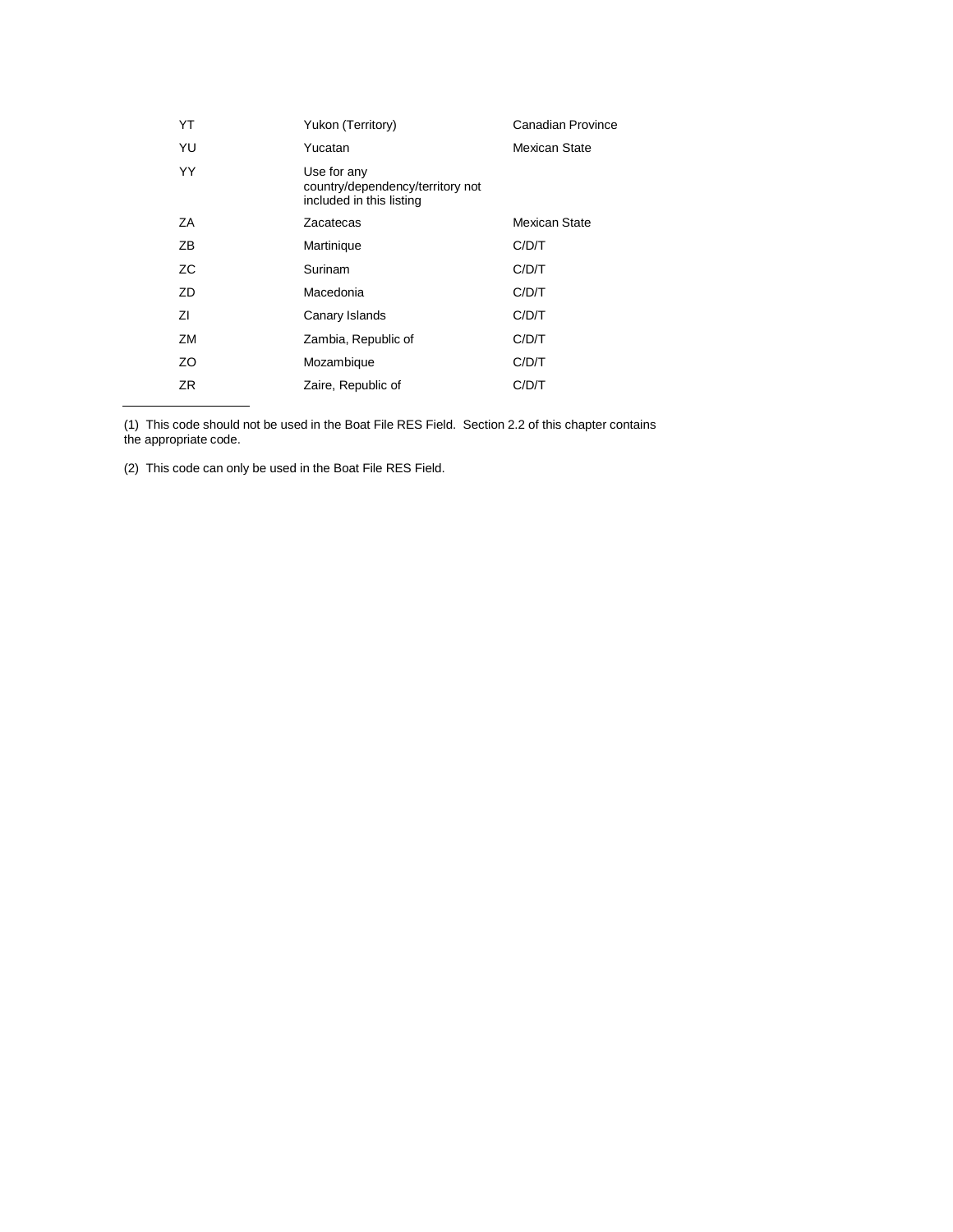| | | |
|---|---|---|
| YT | Yukon (Territory) | Canadian Province |
| YU | Yucatan | Mexican State |
| YY | Use for any country/dependency/territory not included in this listing | |
| ZA | Zacatecas | Mexican State |
| ZB | Martinique | C/D/T |
| ZC | Surinam | C/D/T |
| ZD | Macedonia | C/D/T |
| ZI | Canary Islands | C/D/T |
| ZM | Zambia, Republic of | C/D/T |
| ZO | Mozambique | C/D/T |
| ZR | Zaire, Republic of | C/D/T |

---

(1) This code should not be used in the Boat File RES Field. Section 2.2 of this chapter contains the appropriate code.

(2) This code can only be used in the Boat File RES Field.